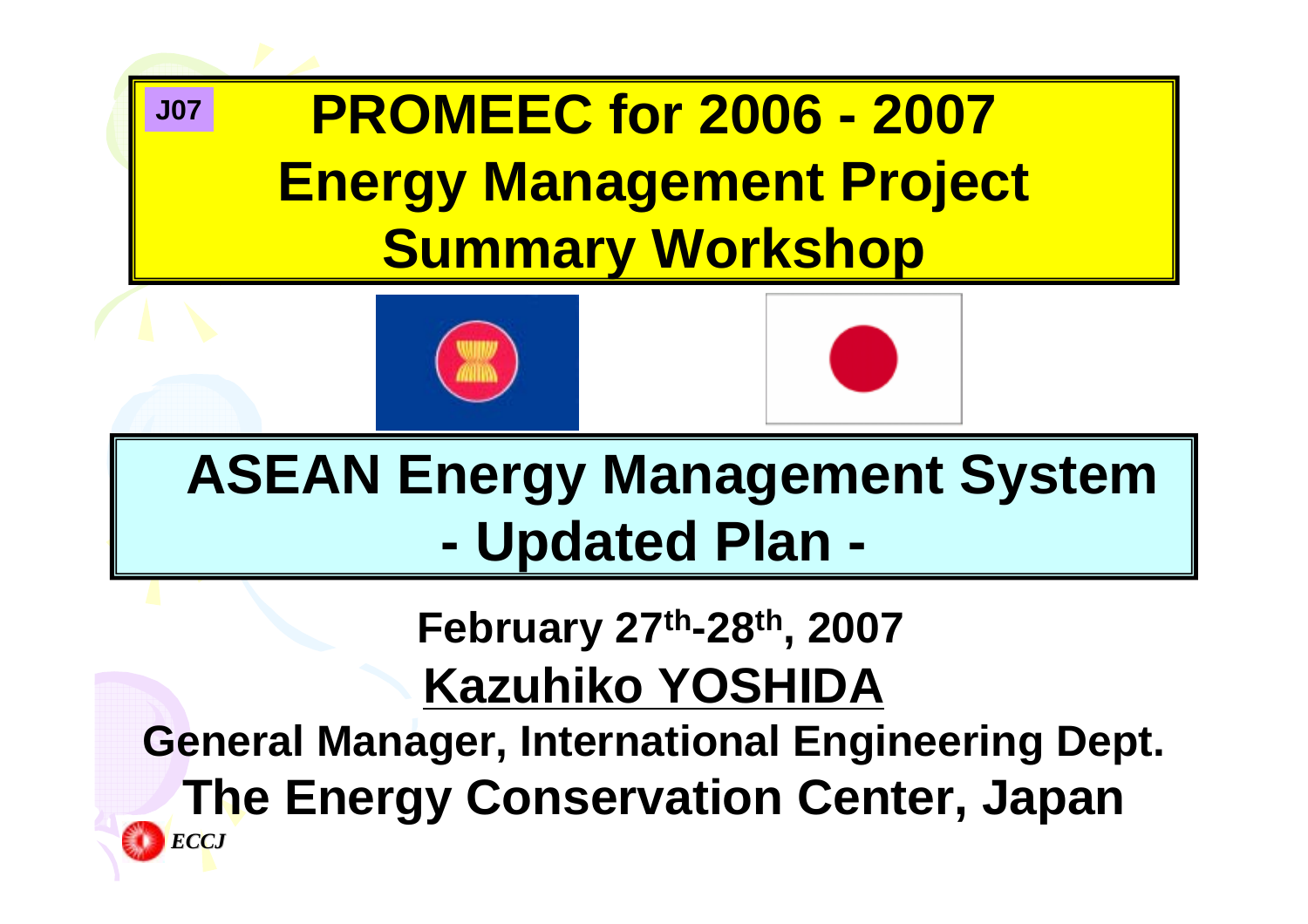J07

# PROMEEC for 2006 - 2007 Energy Management Project Summary Workshop

## ASEAN Energy Management System - Updated Plan -

**February 27th-28th, 2007**

**Kazuhiko YOSHIDA**

**General Manager, International Engineering Dept.**

**The Energy Conservation Center, Japan**

*ECCJ*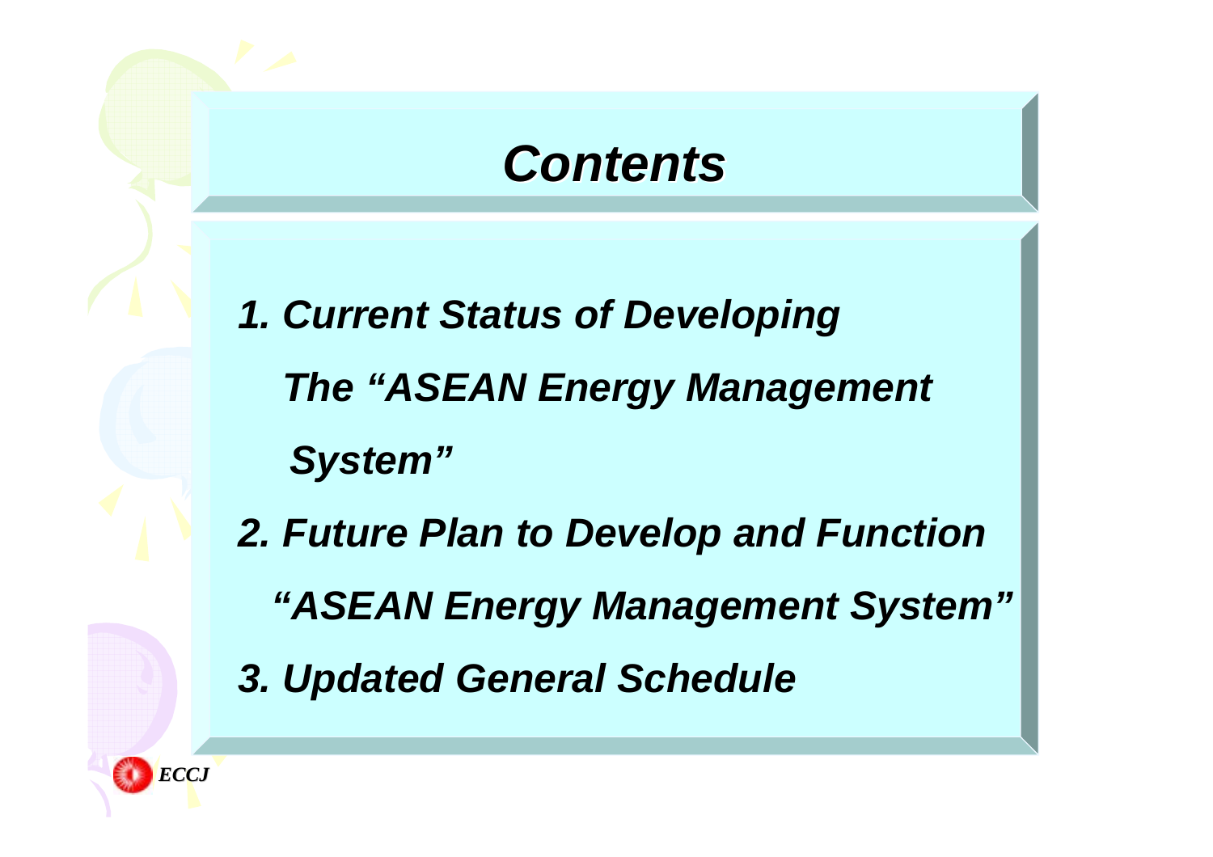# *Contents*

1. *Current Status of Developing The "ASEAN Energy Management System"*
2. *Future Plan to Develop and Function "ASEAN Energy Management System"*
3. *Updated General Schedule*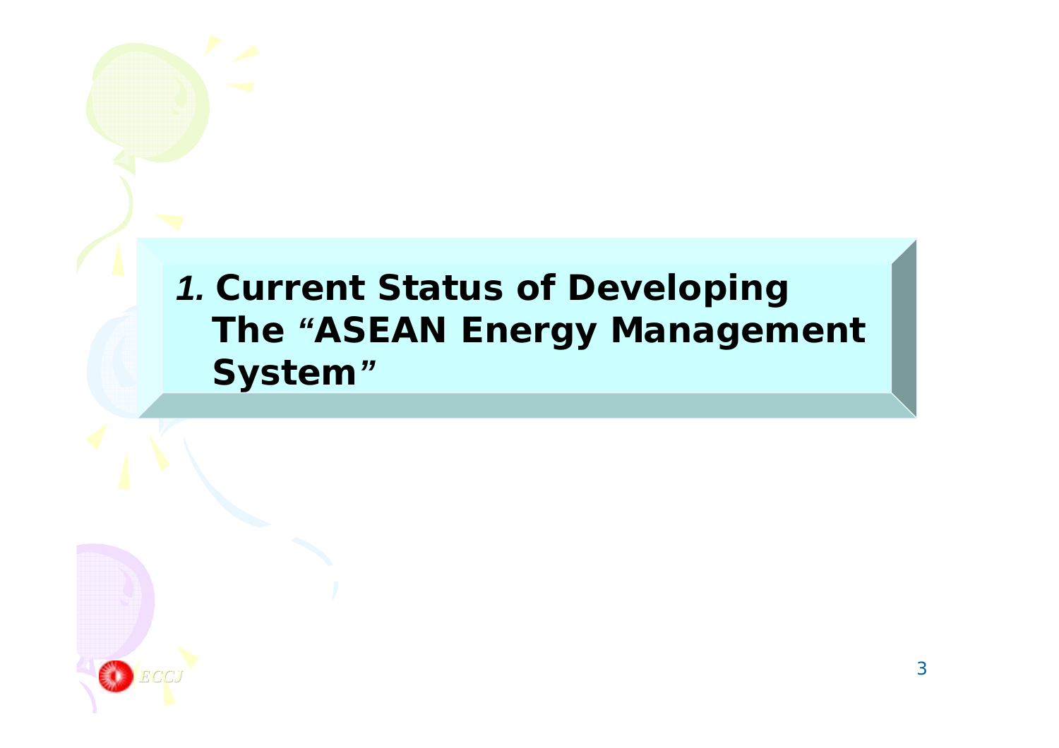# *1.* Current Status of Developing The "ASEAN Energy Management System"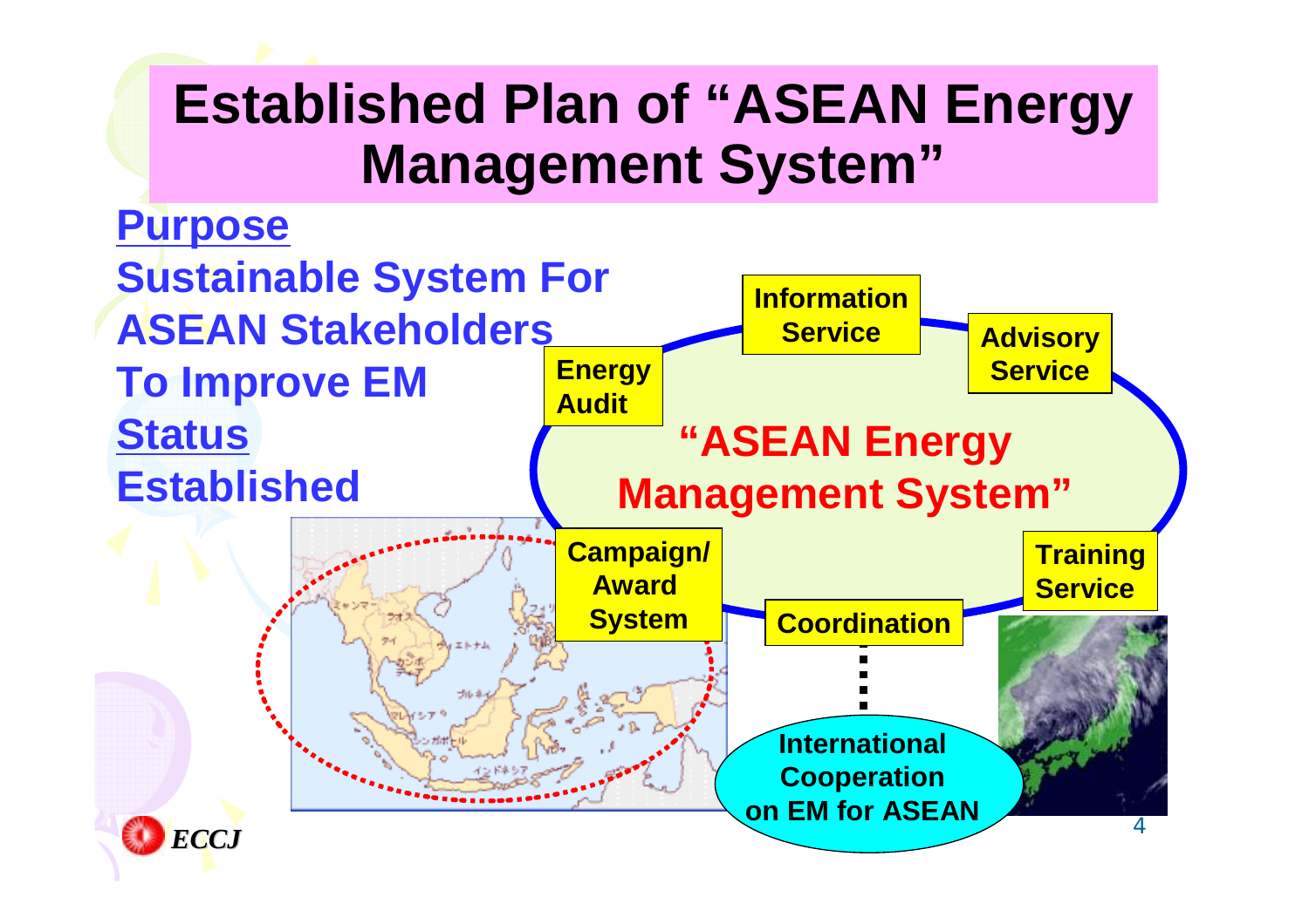# Established Plan of "ASEAN Energy Management System"

**Purpose**

**Sustainable System For ASEAN Stakeholders To Improve EM**

**Status**

**Established**

**"ASEAN Energy Management System"**

- Energy Audit
- Information Service
- Advisory Service
- Training Service
- Coordination
- Campaign/Award System

International Cooperation on EM for ASEAN

ECCJ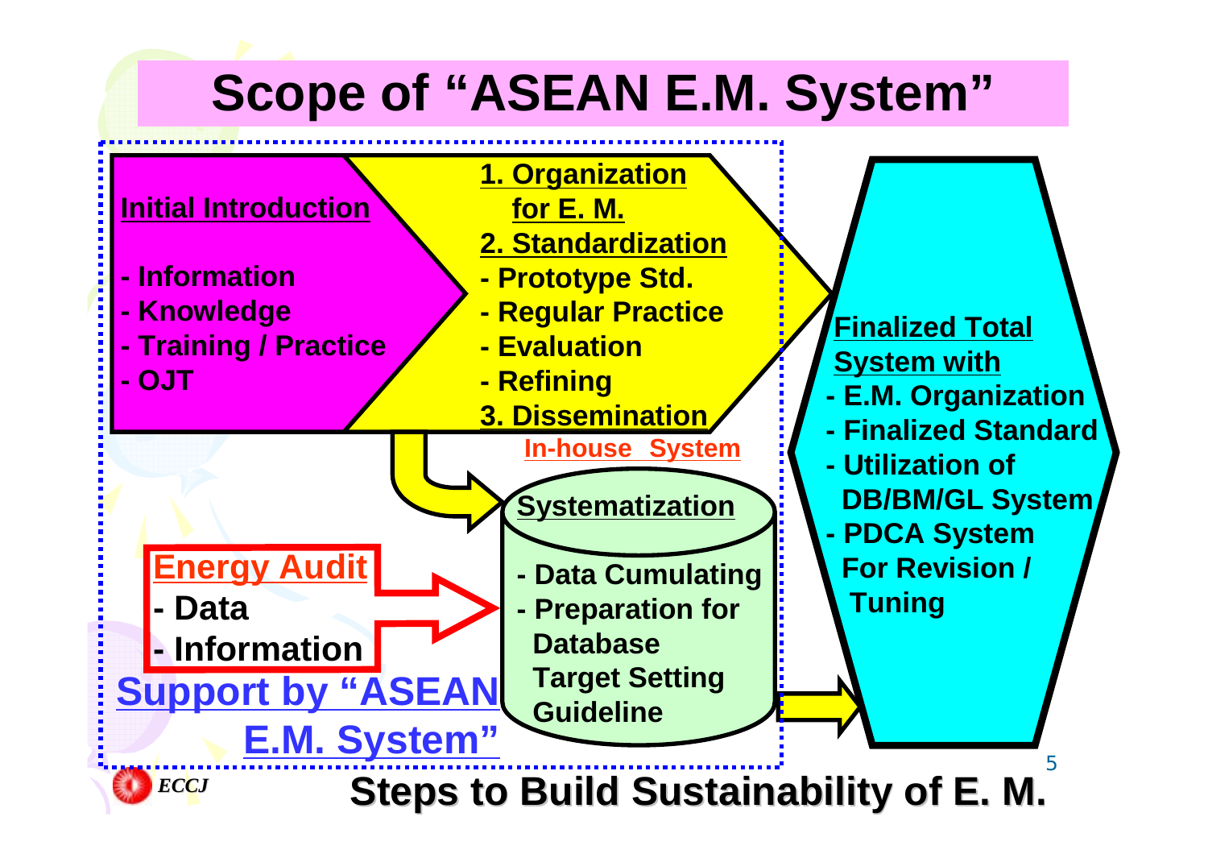# Scope of "ASEAN E.M. System"

**Initial Introduction**

- Information
- Knowledge
- Training / Practice
- OJT

**1. Organization for E. M.**

**2. Standardization**

- Prototype Std.
- Regular Practice
- Evaluation
- Refining

**3. Dissemination**

**In-house System**

**Systematization**

- Data Cumulating
- Preparation for Database Target Setting Guideline

**Energy Audit**

- Data
- Information

**Support by "ASEAN E.M. System"**

**Finalized Total System with**

- E.M. Organization
- Finalized Standard
- Utilization of DB/BM/GL System
- PDCA System For Revision / Tuning

## Steps to Build Sustainability of E. M.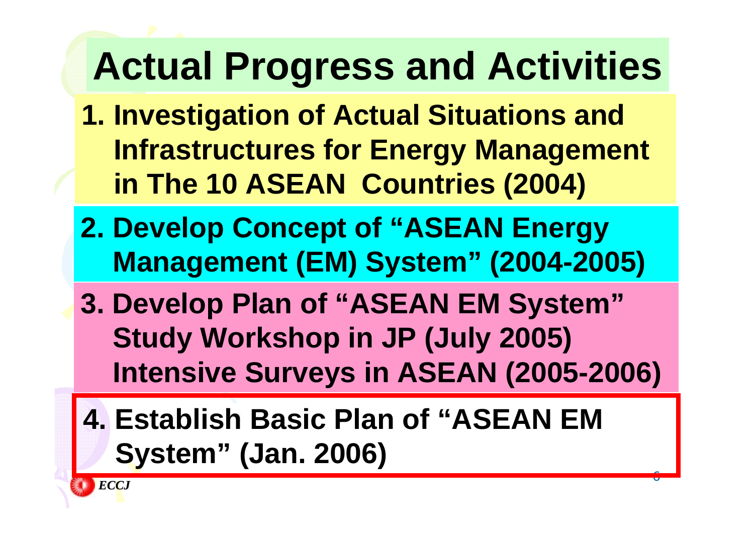# Actual Progress and Activities

1. Investigation of Actual Situations and Infrastructures for Energy Management in The 10 ASEAN Countries (2004)
2. Develop Concept of "ASEAN Energy Management (EM) System" (2004-2005)
3. Develop Plan of "ASEAN EM System"
   Study Workshop in JP (July 2005)
   Intensive Surveys in ASEAN (2005-2006)
4. Establish Basic Plan of "ASEAN EM System" (Jan. 2006)

*ECCJ*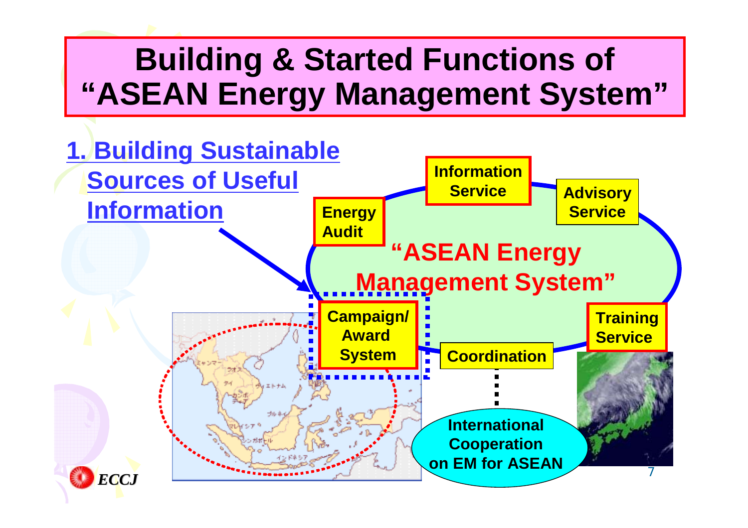# Building & Started Functions of "ASEAN Energy Management System"

**1. Building Sustainable Sources of Useful Information**

"ASEAN Energy Management System"

- Information Service
- Advisory Service
- Energy Audit
- Campaign/ Award System
- Coordination
- Training Service

International Cooperation on EM for ASEAN

ECCJ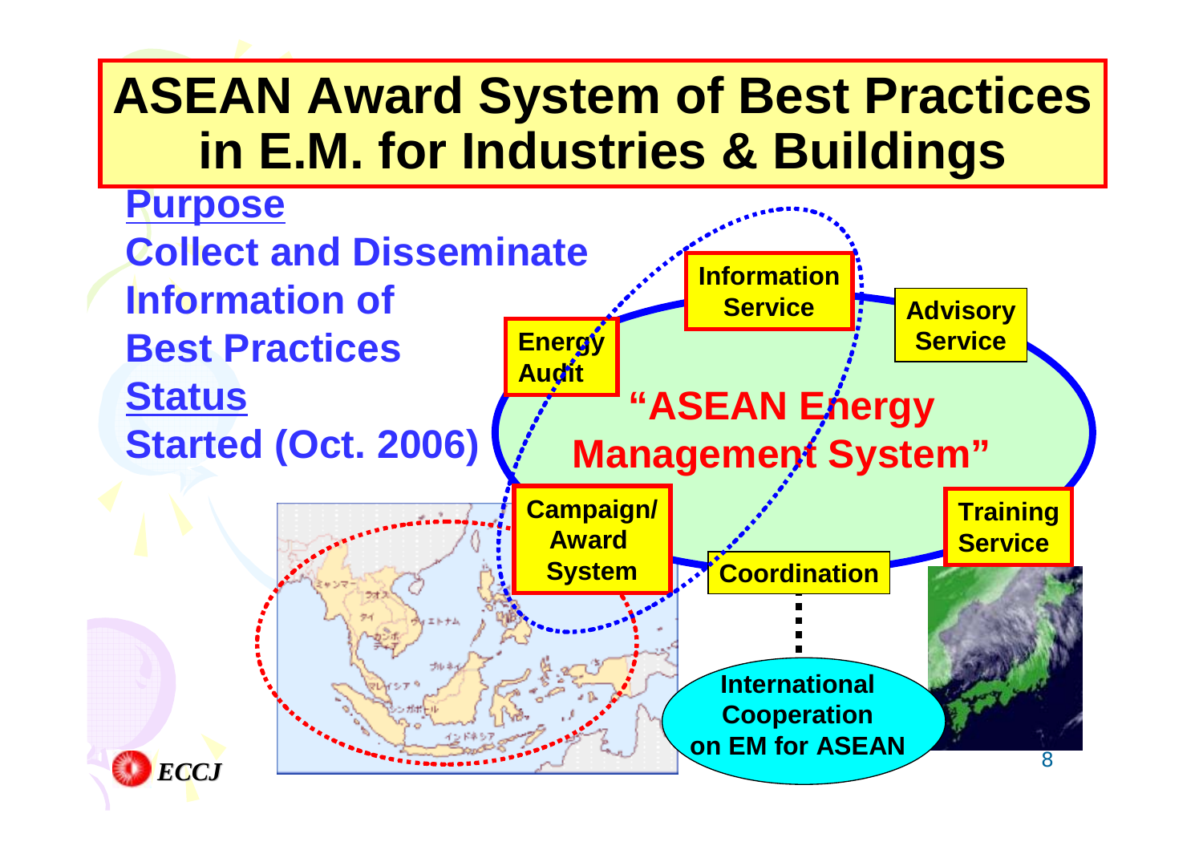# ASEAN Award System of Best Practices in E.M. for Industries & Buildings

**Purpose**

**Collect and Disseminate Information of Best Practices**

**Status**

**Started (Oct. 2006)**

**"ASEAN Energy Management System"**

- Information Service
- Advisory Service
- Energy Audit
- Campaign/ Award System
- Coordination
- Training Service

International Cooperation on EM for ASEAN

ECCJ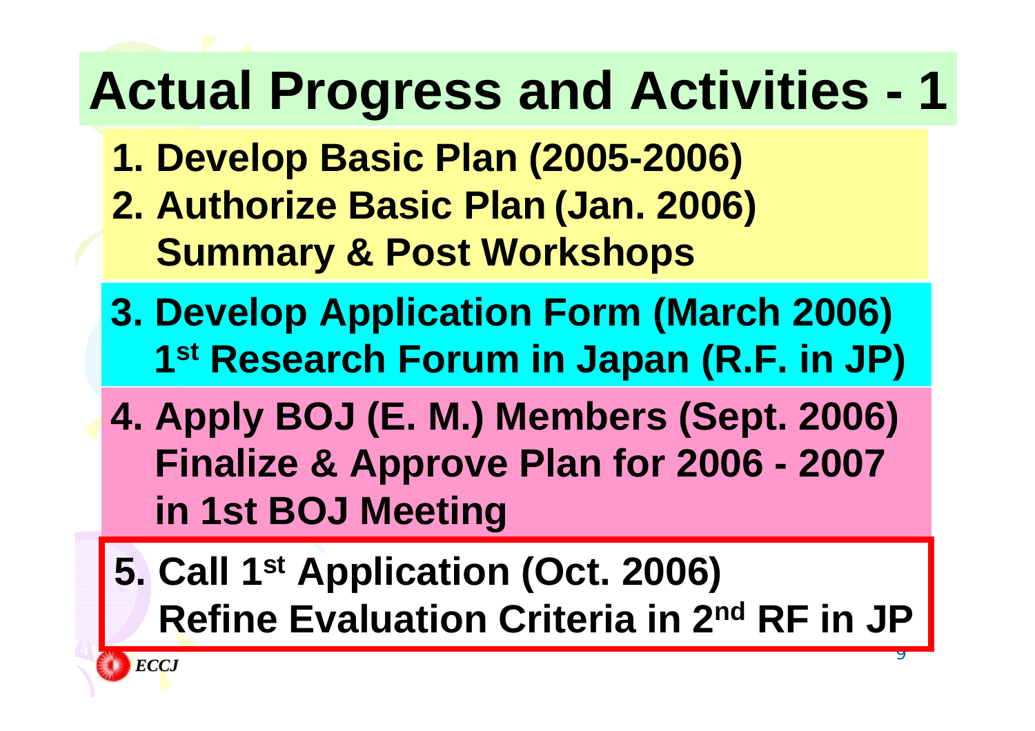# Actual Progress and Activities - 1

1. Develop Basic Plan (2005-2006)
2. Authorize Basic Plan (Jan. 2006)
   Summary & Post Workshops
3. Develop Application Form (March 2006)
   1st Research Forum in Japan (R.F. in JP)
4. Apply BOJ (E. M.) Members (Sept. 2006)
   Finalize & Approve Plan for 2006 - 2007 in 1st BOJ Meeting
5. Call 1st Application (Oct. 2006)
   Refine Evaluation Criteria in 2nd RF in JP

*ECCJ*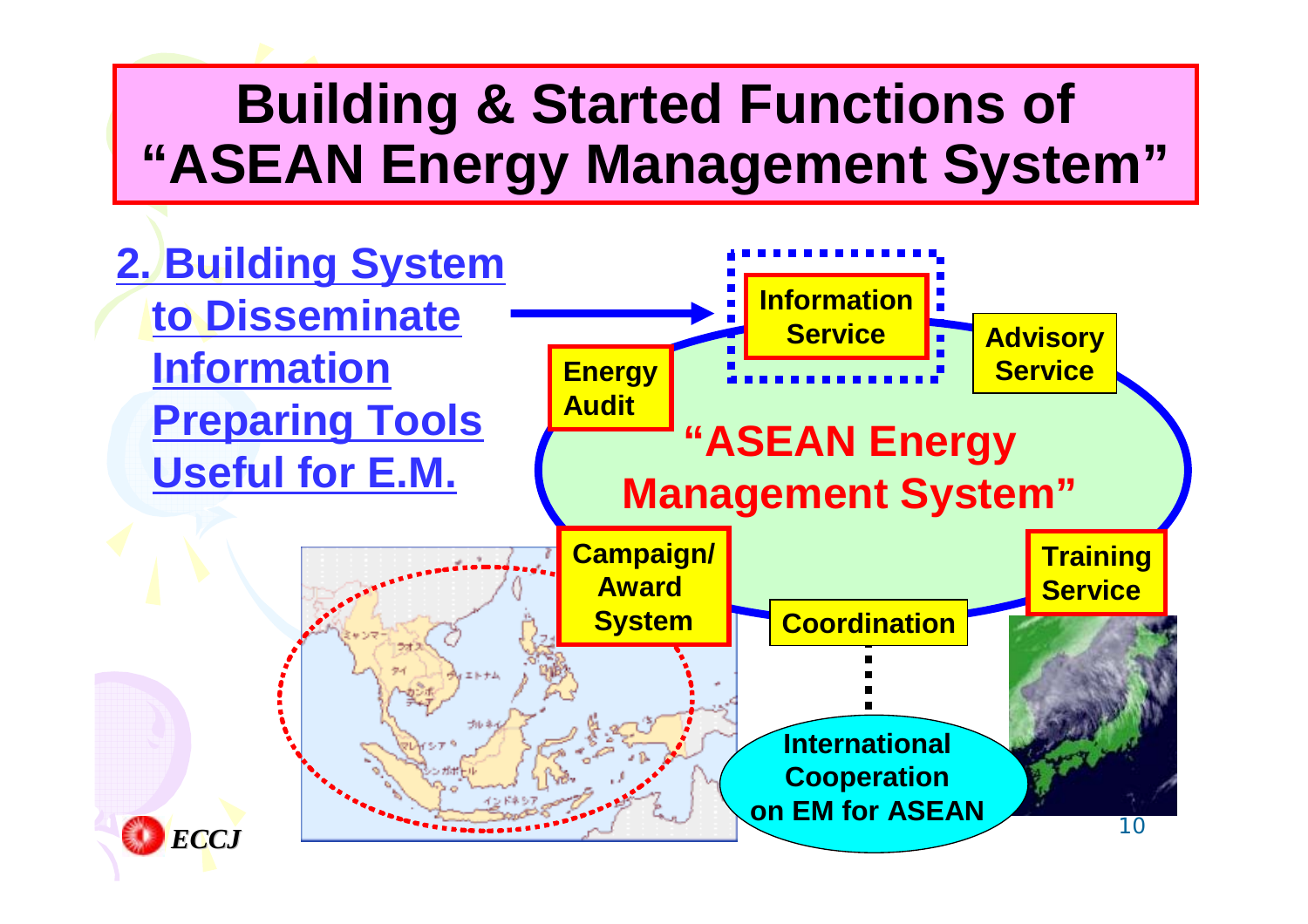# Building & Started Functions of "ASEAN Energy Management System"

**2. Building System to Disseminate Information Preparing Tools Useful for E.M.**

"ASEAN Energy Management System"

- Information Service
- Advisory Service
- Energy Audit
- Campaign/ Award System
- Coordination
- Training Service

International Cooperation on EM for ASEAN

ECCJ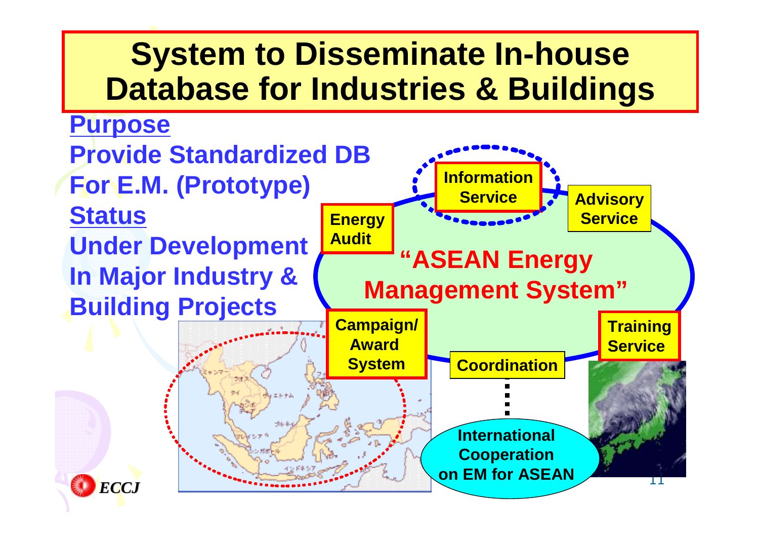# System to Disseminate In-house Database for Industries & Buildings

**Purpose**

**Provide Standardized DB For E.M. (Prototype)**

**Status**

**Under Development In Major Industry & Building Projects**

- Information Service
- Advisory Service
- Energy Audit
- "ASEAN Energy Management System"
- Campaign/ Award System
- Training Service
- Coordination
- International Cooperation on EM for ASEAN

*ECCJ*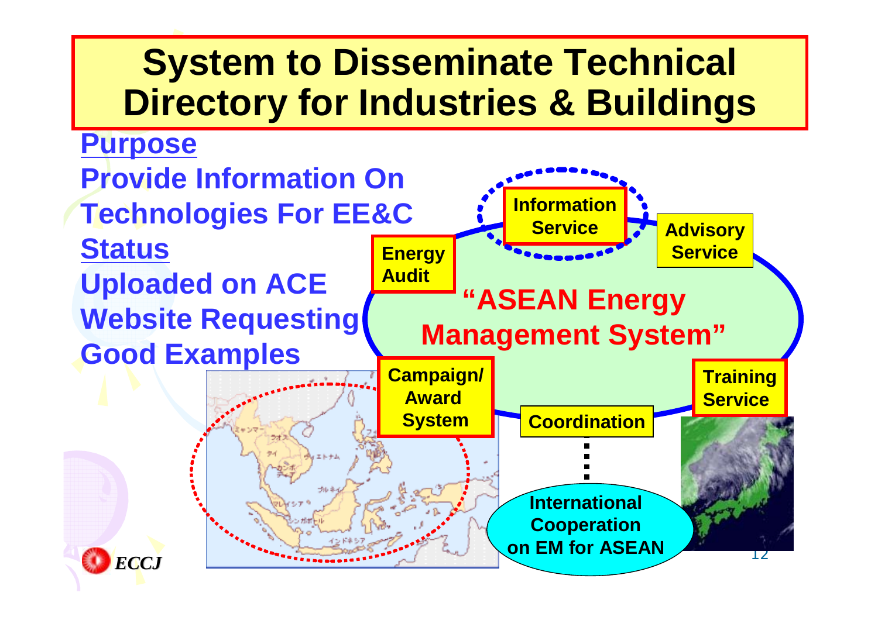# System to Disseminate Technical Directory for Industries & Buildings

**Purpose**

**Provide Information On Technologies For EE&C**

**Status**

**Uploaded on ACE Website Requesting Good Examples**

**"ASEAN Energy Management System"**

- Information Service
- Advisory Service
- Energy Audit
- Campaign/ Award System
- Coordination
- Training Service

International Cooperation on EM for ASEAN

ECCJ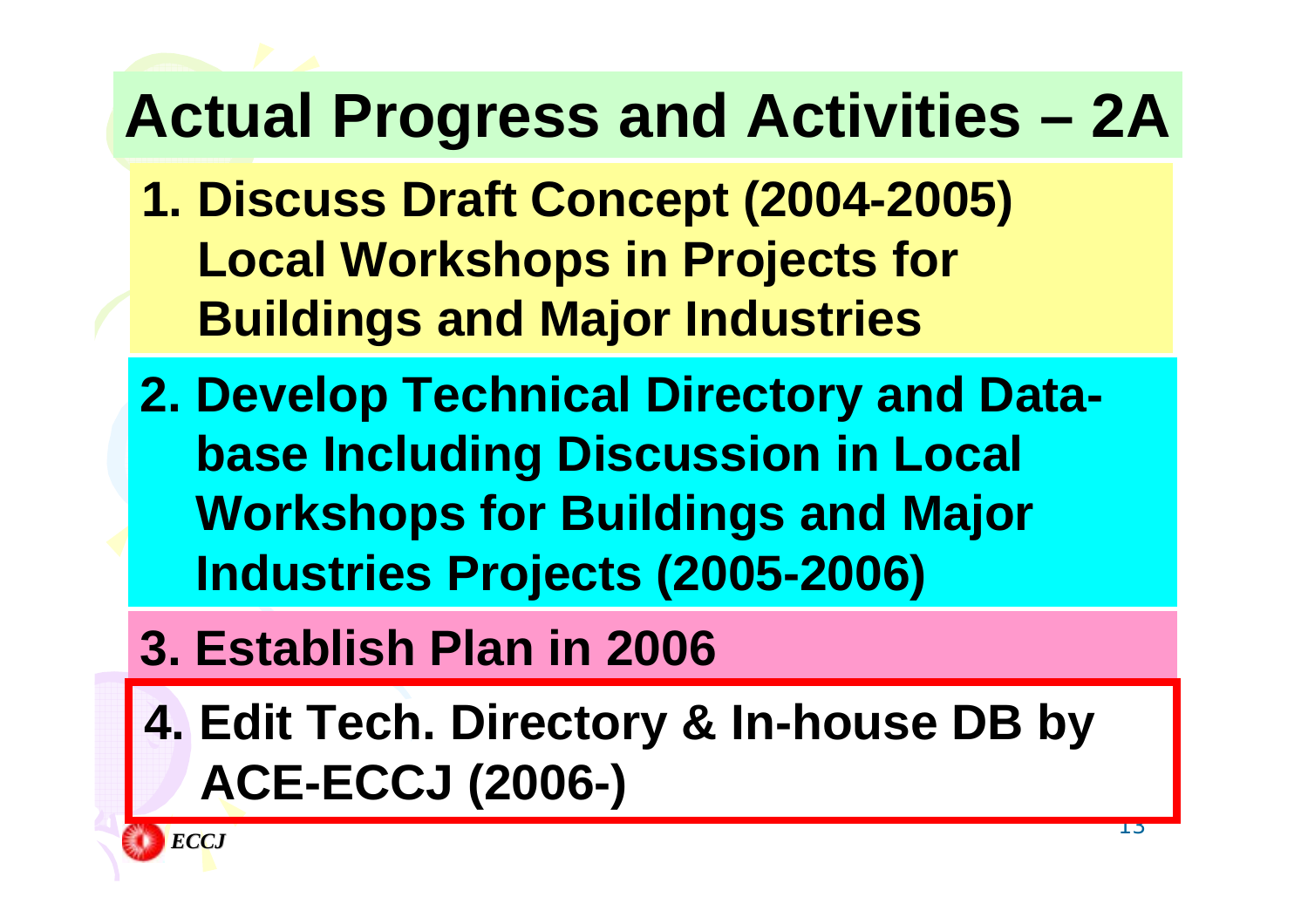# Actual Progress and Activities – 2A

1. Discuss Draft Concept (2004-2005) Local Workshops in Projects for Buildings and Major Industries
2. Develop Technical Directory and Data-base Including Discussion in Local Workshops for Buildings and Major Industries Projects (2005-2006)
3. Establish Plan in 2006
4. Edit Tech. Directory & In-house DB by ACE-ECCJ (2006-)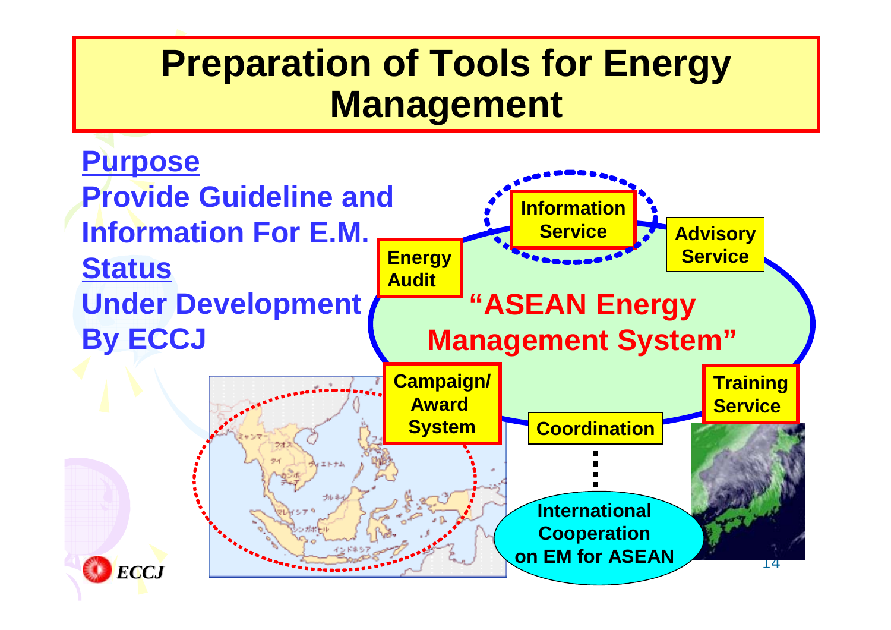# Preparation of Tools for Energy Management

**Purpose**

**Provide Guideline and Information For E.M.**

**Status**

**Under Development By ECCJ**

**"ASEAN Energy Management System"**

- Information Service
- Advisory Service
- Energy Audit
- Campaign/ Award System
- Coordination
- Training Service

International Cooperation on EM for ASEAN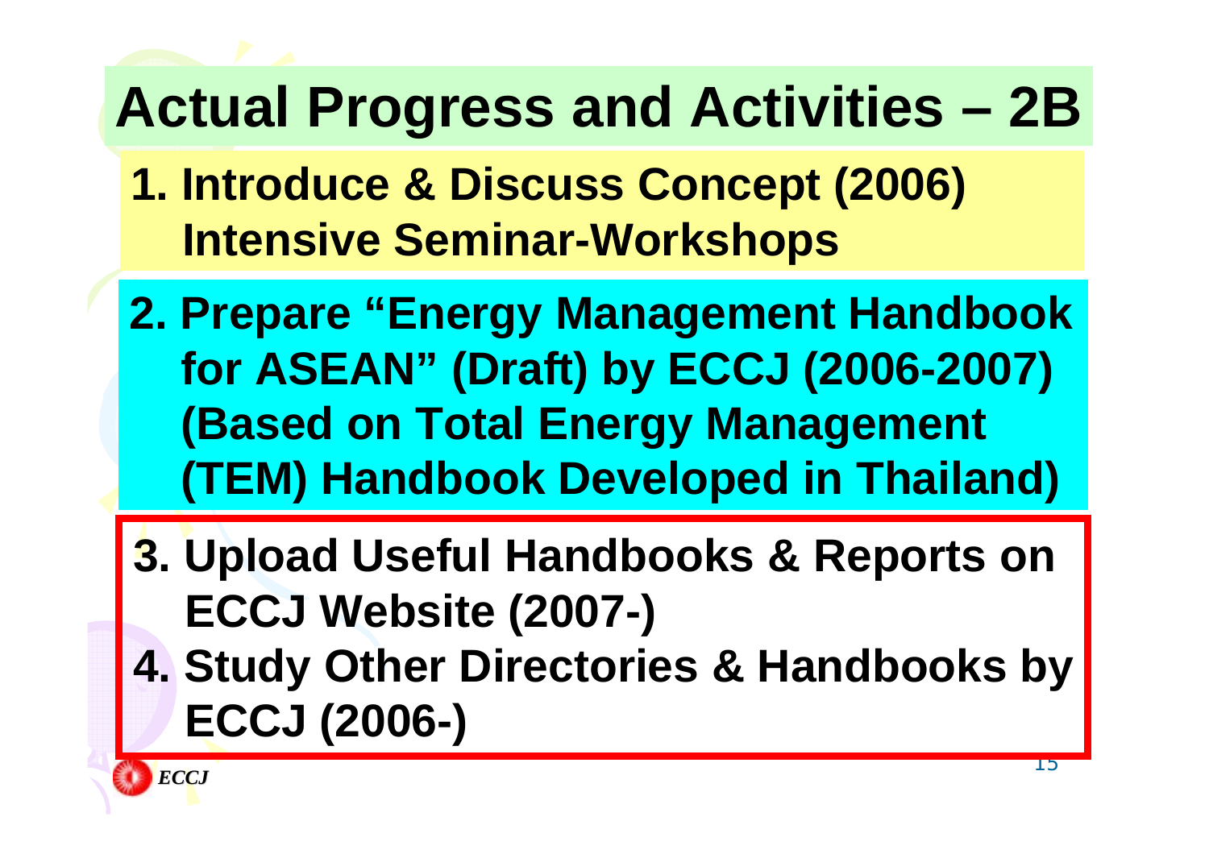# Actual Progress and Activities – 2B

1. Introduce & Discuss Concept (2006) Intensive Seminar-Workshops

2. Prepare "Energy Management Handbook for ASEAN" (Draft) by ECCJ (2006-2007) (Based on Total Energy Management (TEM) Handbook Developed in Thailand)

3. Upload Useful Handbooks & Reports on ECCJ Website (2007-)

4. Study Other Directories & Handbooks by ECCJ (2006-)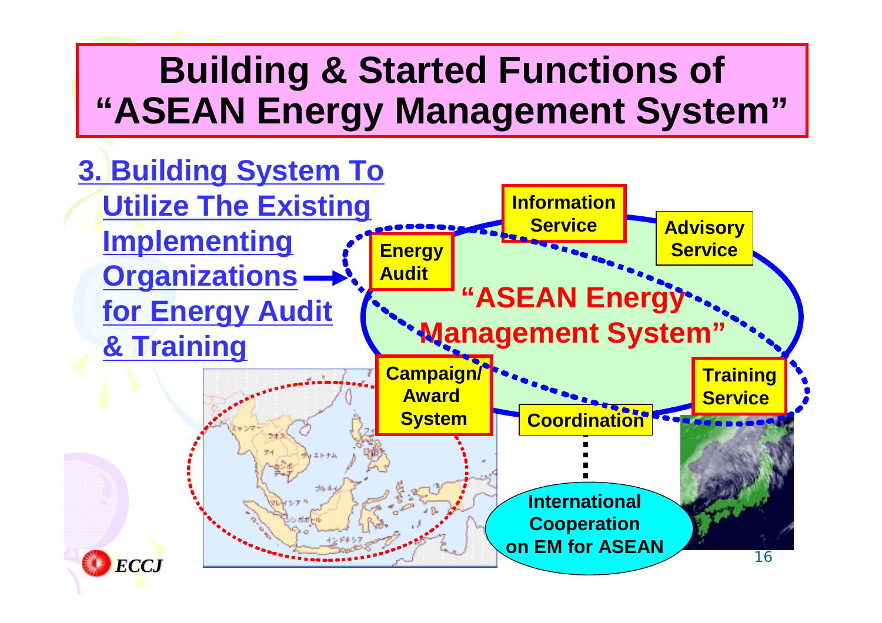# Building & Started Functions of "ASEAN Energy Management System"

**3. Building System To Utilize The Existing Implementing Organizations for Energy Audit & Training**

"ASEAN Energy Management System"

- Energy Audit
- Information Service
- Advisory Service
- Training Service
- Coordination
- Campaign/ Award System

International Cooperation on EM for ASEAN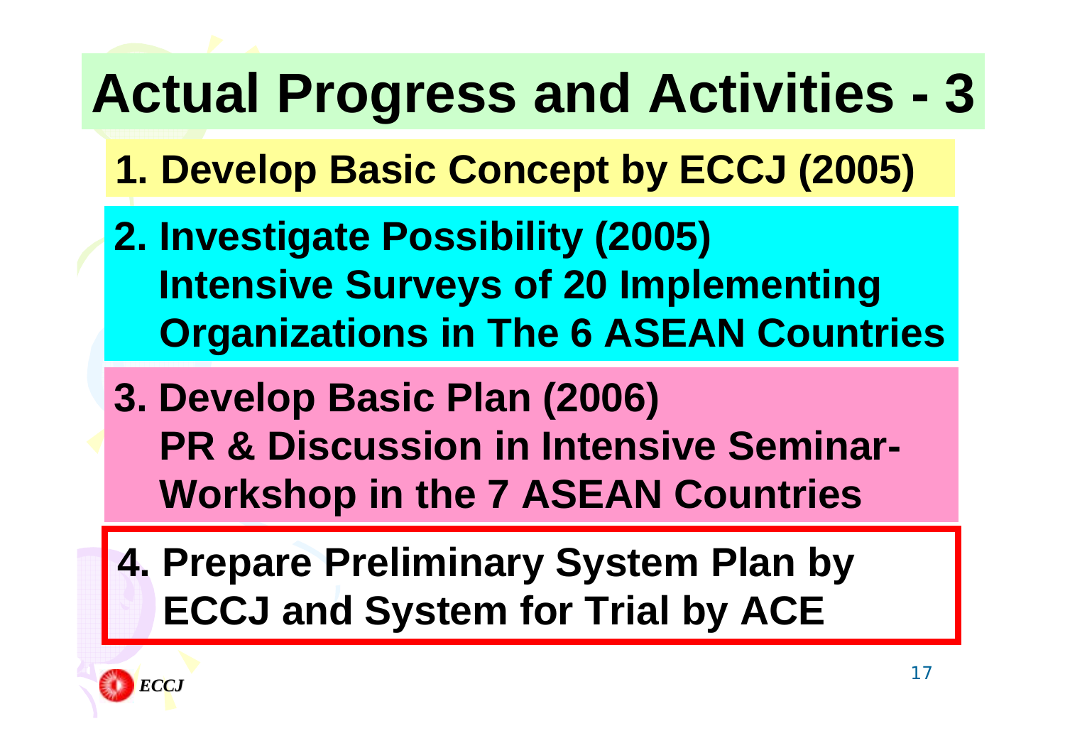# Actual Progress and Activities - 3

**1. Develop Basic Concept by ECCJ (2005)**

**2. Investigate Possibility (2005)**
**Intensive Surveys of 20 Implementing Organizations in The 6 ASEAN Countries**

**3. Develop Basic Plan (2006)**
**PR & Discussion in Intensive Seminar-Workshop in the 7 ASEAN Countries**

**4. Prepare Preliminary System Plan by ECCJ and System for Trial by ACE**

*ECCJ*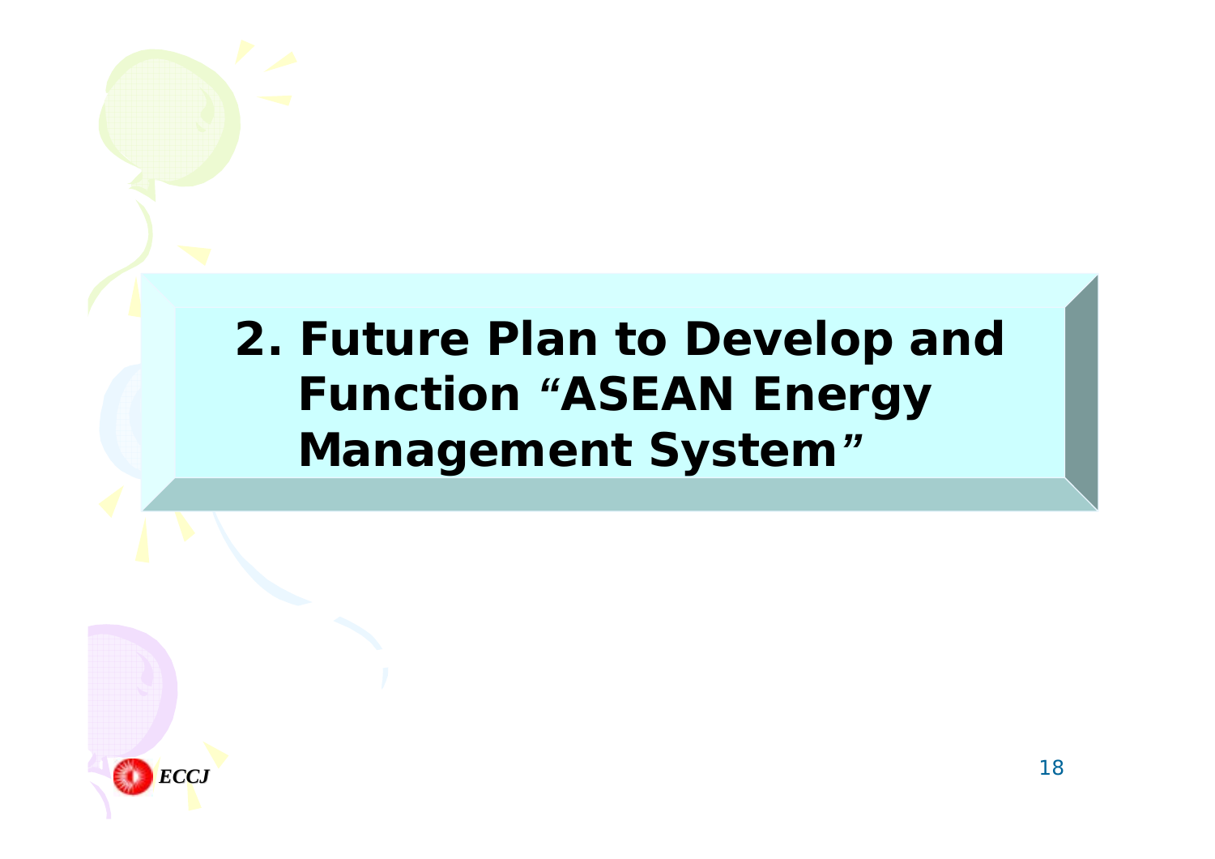# 2. Future Plan to Develop and Function "ASEAN Energy Management System"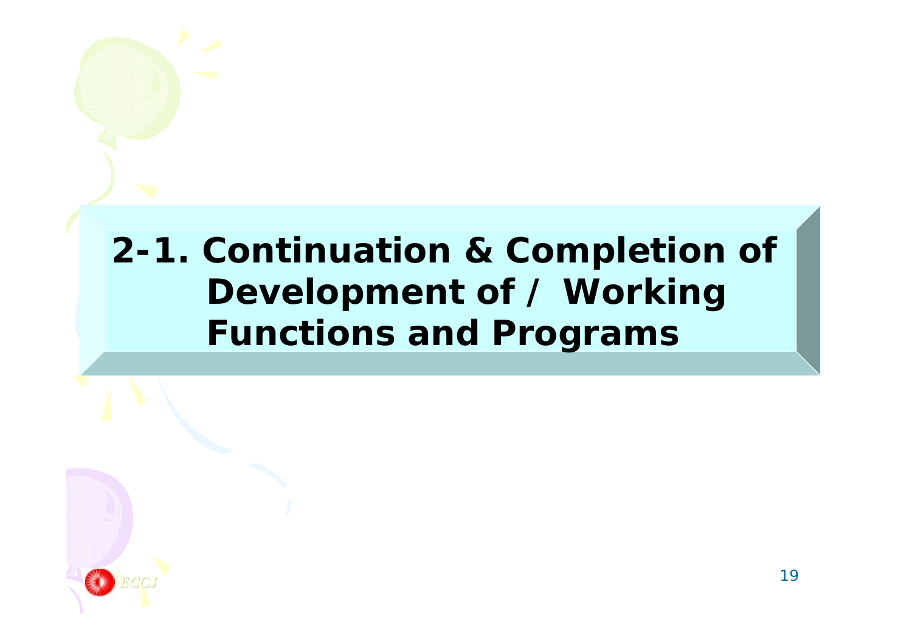# 2-1. Continuation & Completion of Development of / Working Functions and Programs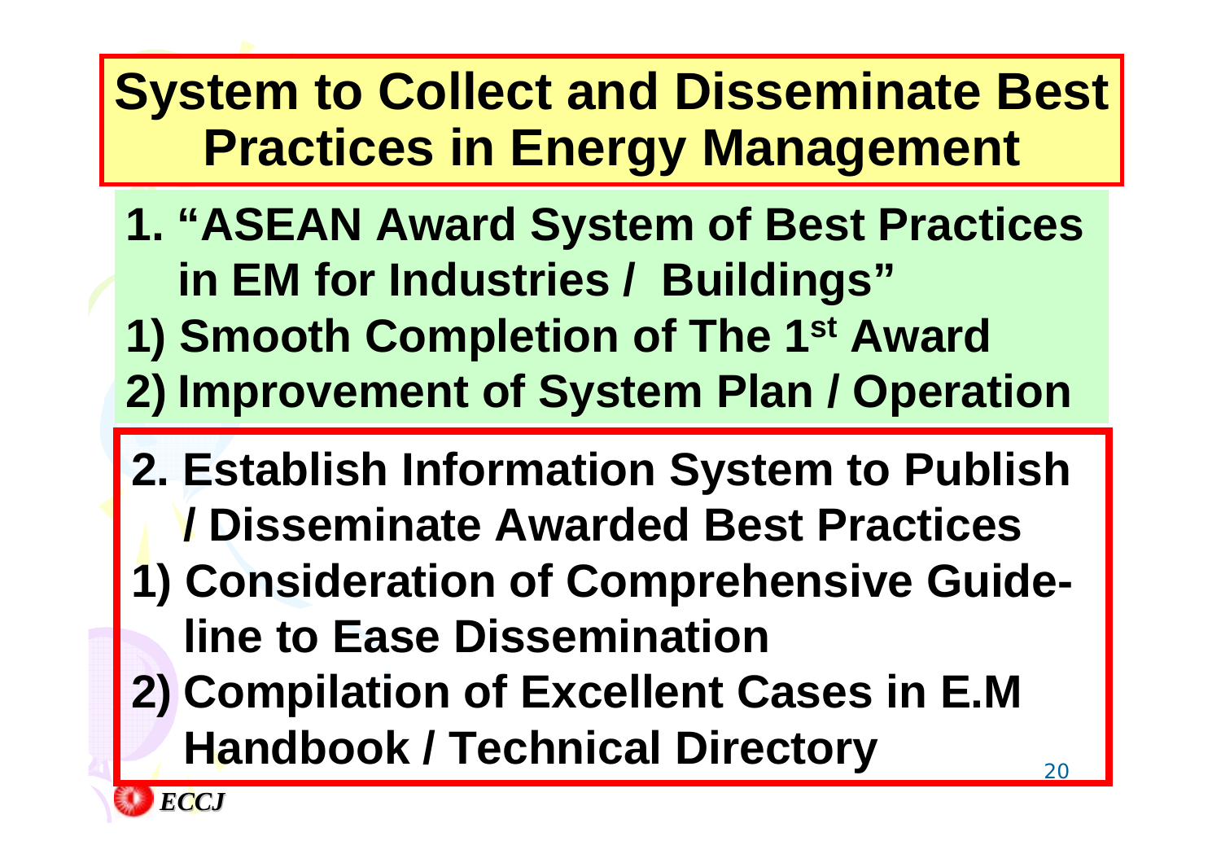# System to Collect and Disseminate Best Practices in Energy Management

1. **"ASEAN Award System of Best Practices in EM for Industries / Buildings"**
   1) **Smooth Completion of The 1st Award**
   2) **Improvement of System Plan / Operation**

2. **Establish Information System to Publish / Disseminate Awarded Best Practices**
   1) **Consideration of Comprehensive Guide-line to Ease Dissemination**
   2) **Compilation of Excellent Cases in E.M Handbook / Technical Directory**

*ECCJ*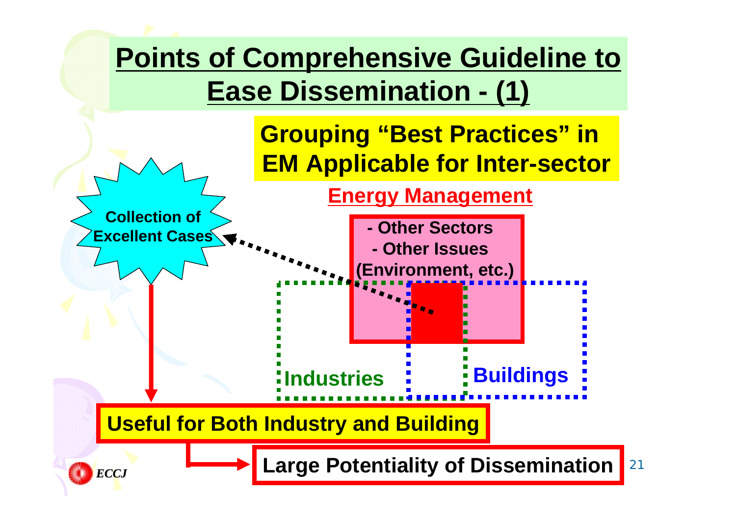# Points of Comprehensive Guideline to Ease Dissemination - (1)

**Grouping "Best Practices" in EM Applicable for Inter-sector**

**Energy Management**

- Other Sectors
- Other Issues (Environment, etc.)

**Industries**

**Buildings**

**Collection of Excellent Cases**

**Useful for Both Industry and Building**

**Large Potentiality of Dissemination**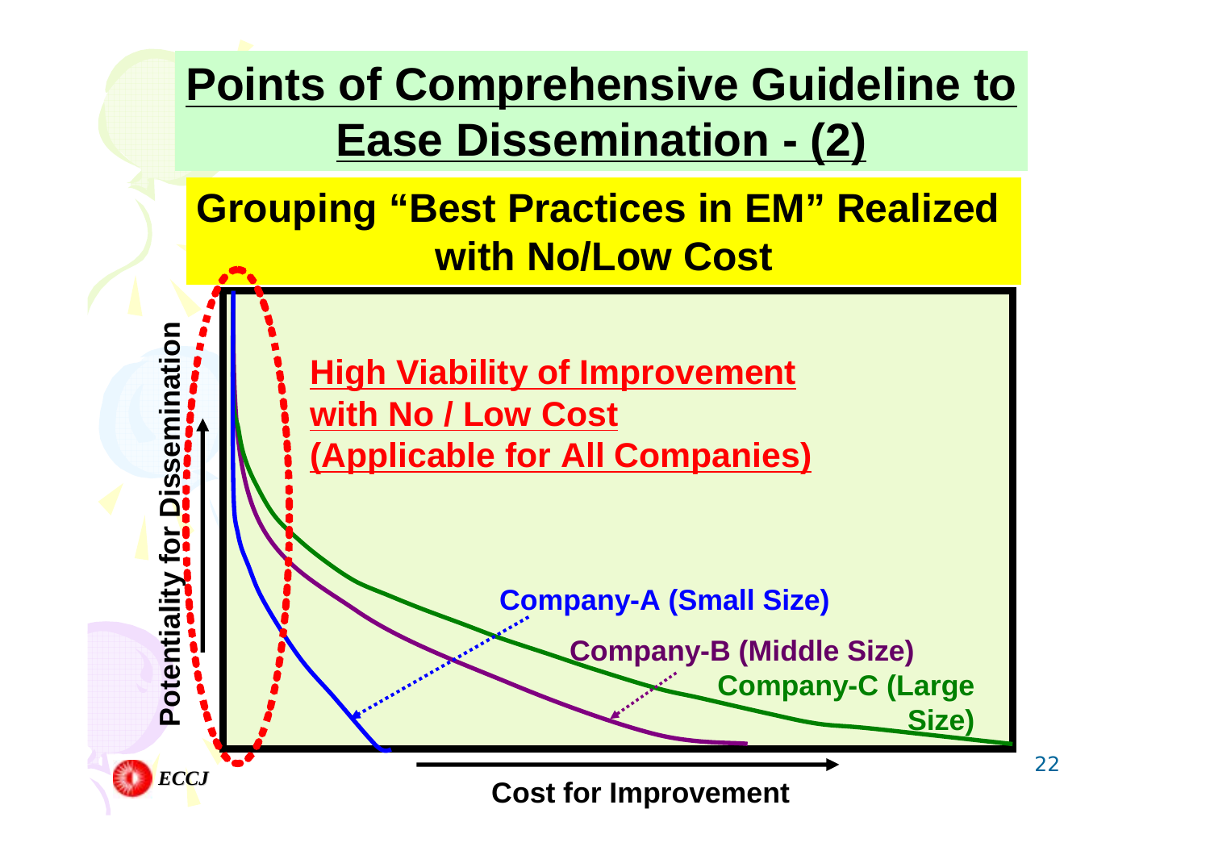# Points of Comprehensive Guideline to Ease Dissemination - (2)

## Grouping "Best Practices in EM" Realized with No/Low Cost

**High Viability of Improvement with No / Low Cost (Applicable for All Companies)**

Potentiality for Dissemination

Company-A (Small Size)

Company-B (Middle Size)

Company-C (Large Size)

Cost for Improvement

ECCJ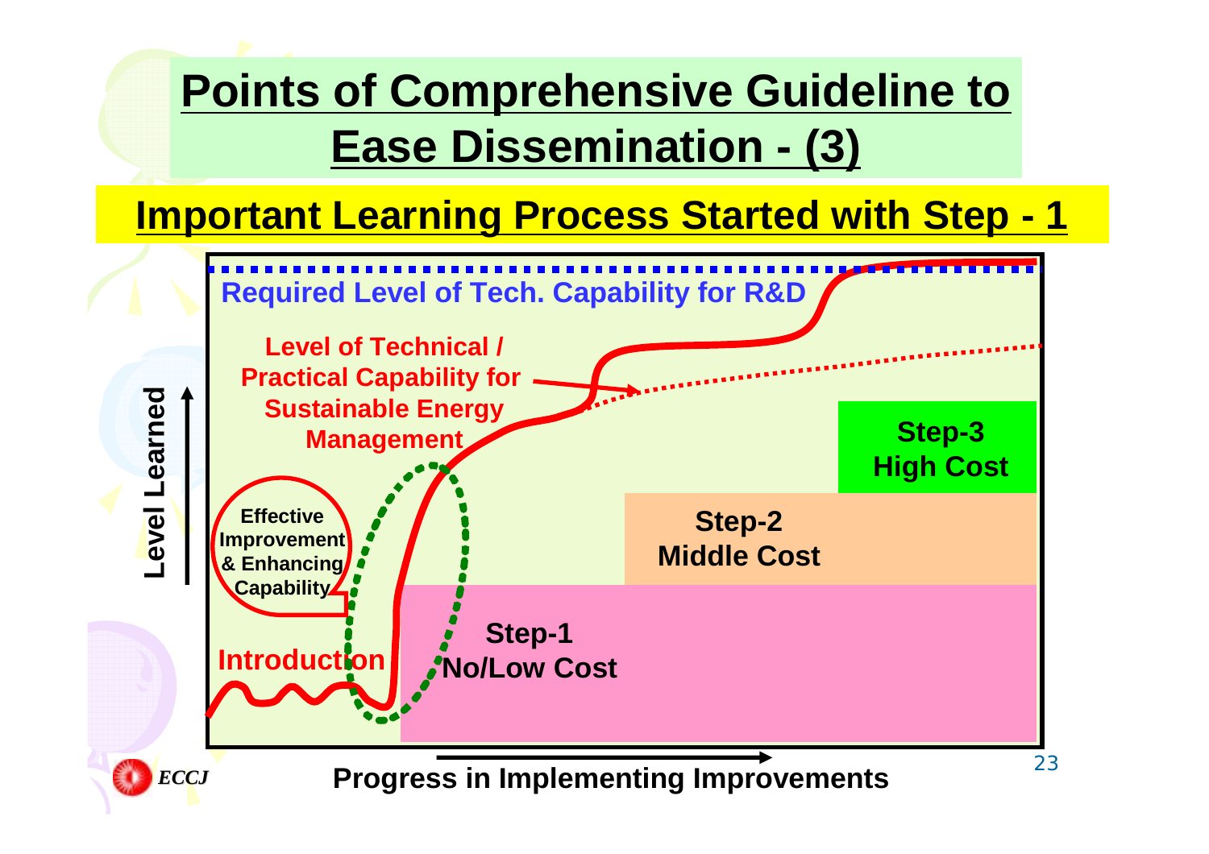# Points of Comprehensive Guideline to Ease Dissemination - (3)

## Important Learning Process Started with Step - 1

Required Level of Tech. Capability for R&D

Level of Technical / Practical Capability for Sustainable Energy Management

Effective Improvement & Enhancing Capability

Introduction

Step-1
No/Low Cost

Step-2
Middle Cost

Step-3
High Cost

Level Learned

Progress in Implementing Improvements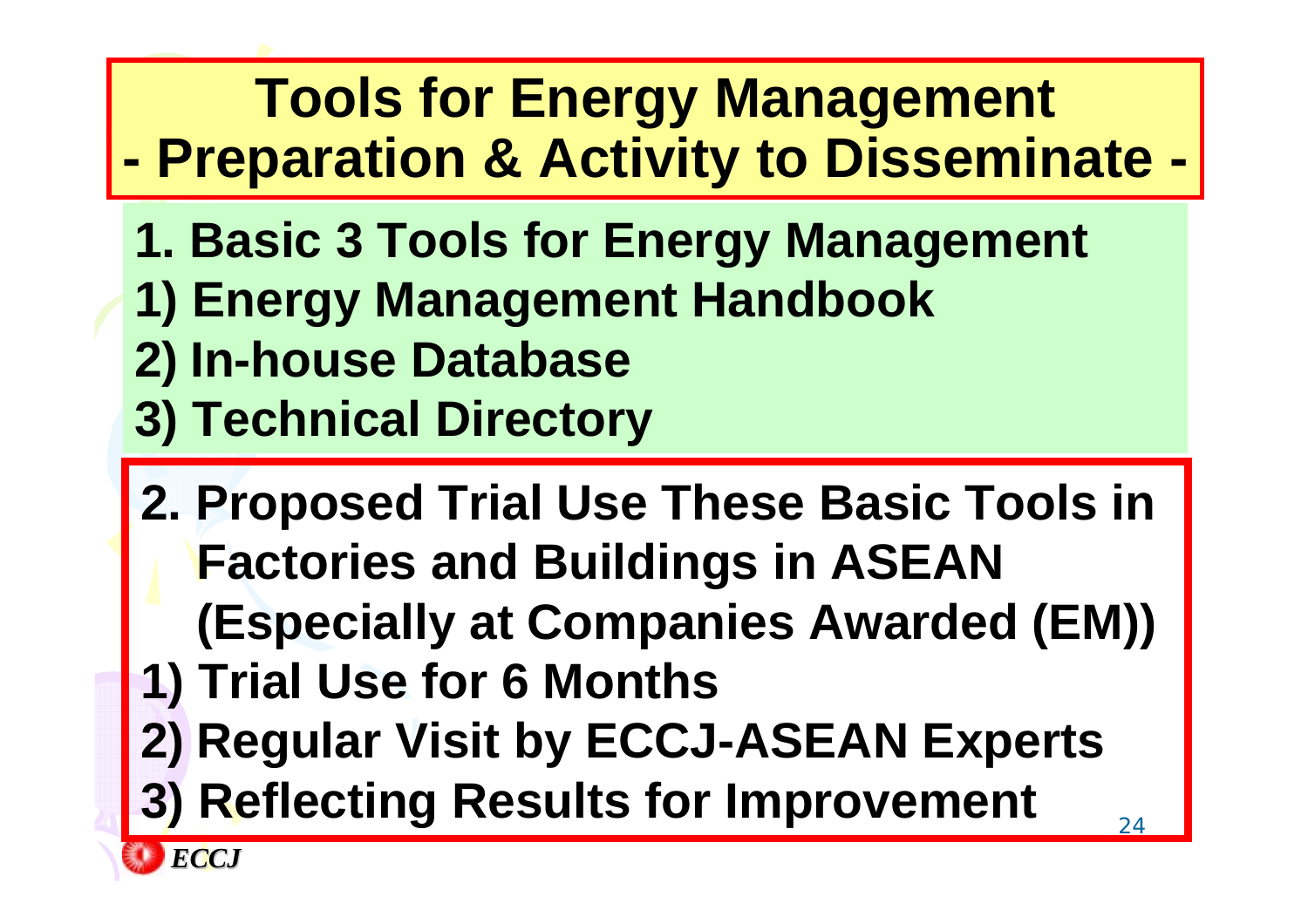# Tools for Energy Management
## - Preparation & Activity to Disseminate -

**1. Basic 3 Tools for Energy Management**

**1) Energy Management Handbook**

**2) In-house Database**

**3) Technical Directory**

**2. Proposed Trial Use These Basic Tools in Factories and Buildings in ASEAN (Especially at Companies Awarded (EM))**

**1) Trial Use for 6 Months**

**2) Regular Visit by ECCJ-ASEAN Experts**

**3) Reflecting Results for Improvement**

*ECCJ*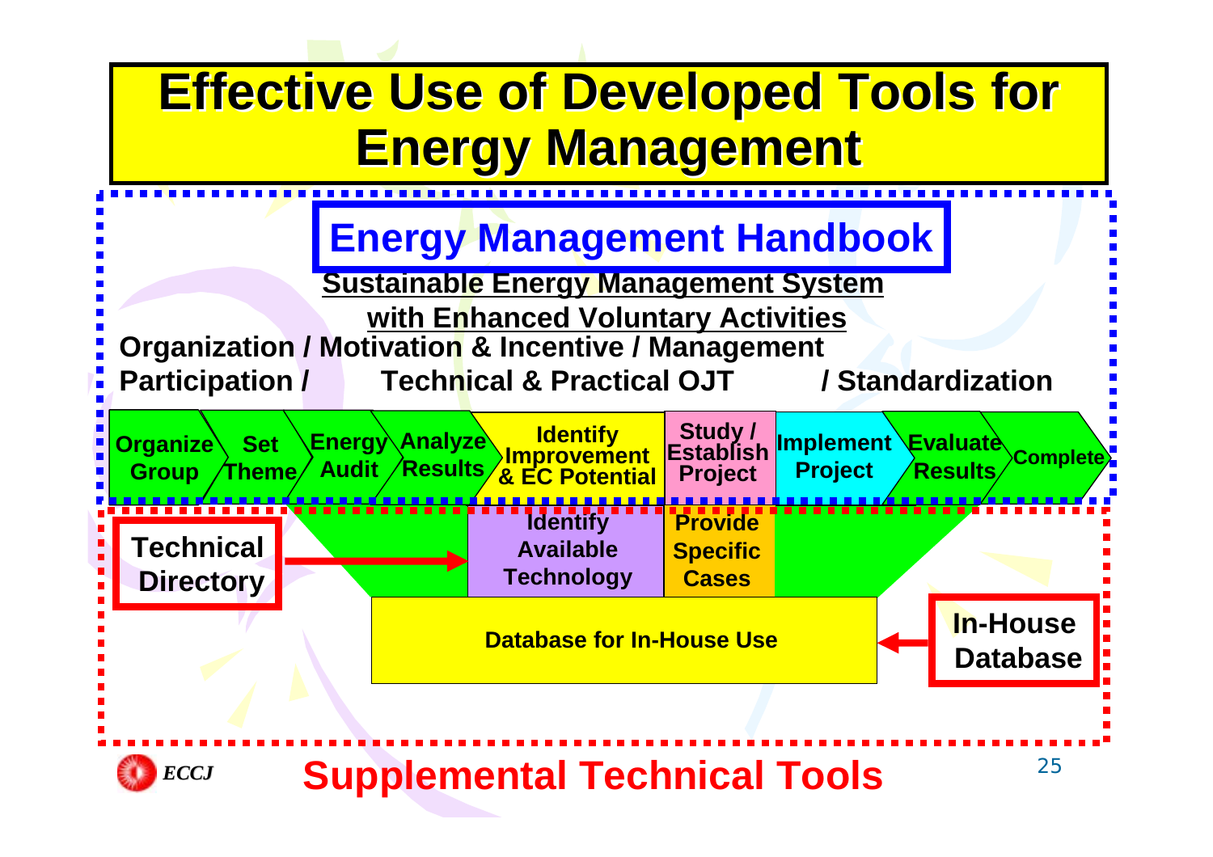# Effective Use of Developed Tools for Energy Management

## Energy Management Handbook

**Sustainable Energy Management System with Enhanced Voluntary Activities**

**Organization / Motivation & Incentive / Management Participation / Technical & Practical OJT / Standardization**

**Organize Group** → **Set Theme** → **Energy Audit** → **Analyze Results** → **Identify Improvement & EC Potential** → **Study / Establish Project** → **Implement Project** → **Evaluate Results** → **Complete**

**Technical Directory** → **Identify Available Technology**

**Provide Specific Cases**

**Database for In-House Use** ← **In-House Database**

## Supplemental Technical Tools

*ECCJ*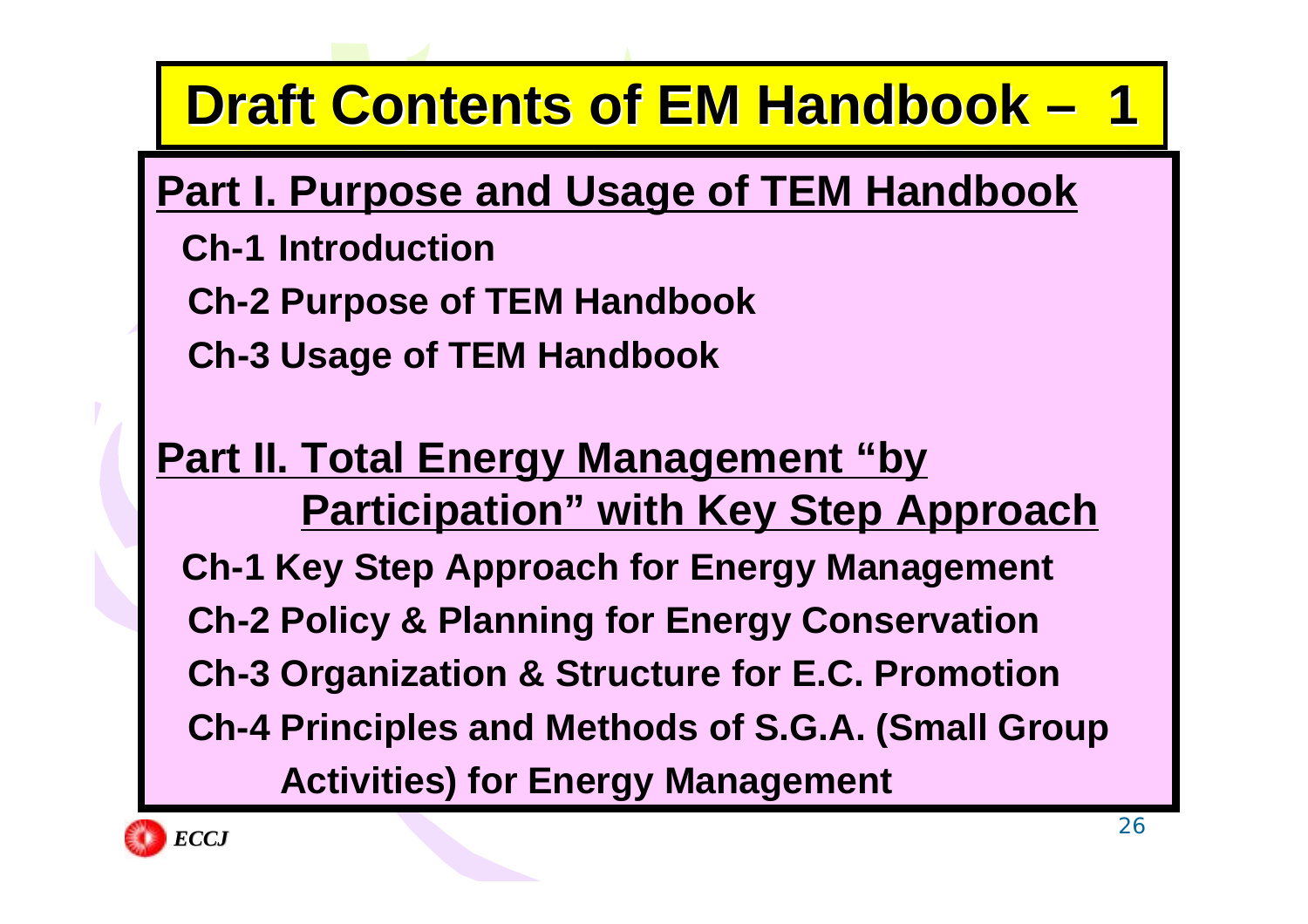# Draft Contents of EM Handbook – 1

## Part I. Purpose and Usage of TEM Handbook

**Ch-1 Introduction**

**Ch-2 Purpose of TEM Handbook**

**Ch-3 Usage of TEM Handbook**

## Part II. Total Energy Management "by Participation" with Key Step Approach

**Ch-1 Key Step Approach for Energy Management**

**Ch-2 Policy & Planning for Energy Conservation**

**Ch-3 Organization & Structure for E.C. Promotion**

**Ch-4 Principles and Methods of S.G.A. (Small Group Activities) for Energy Management**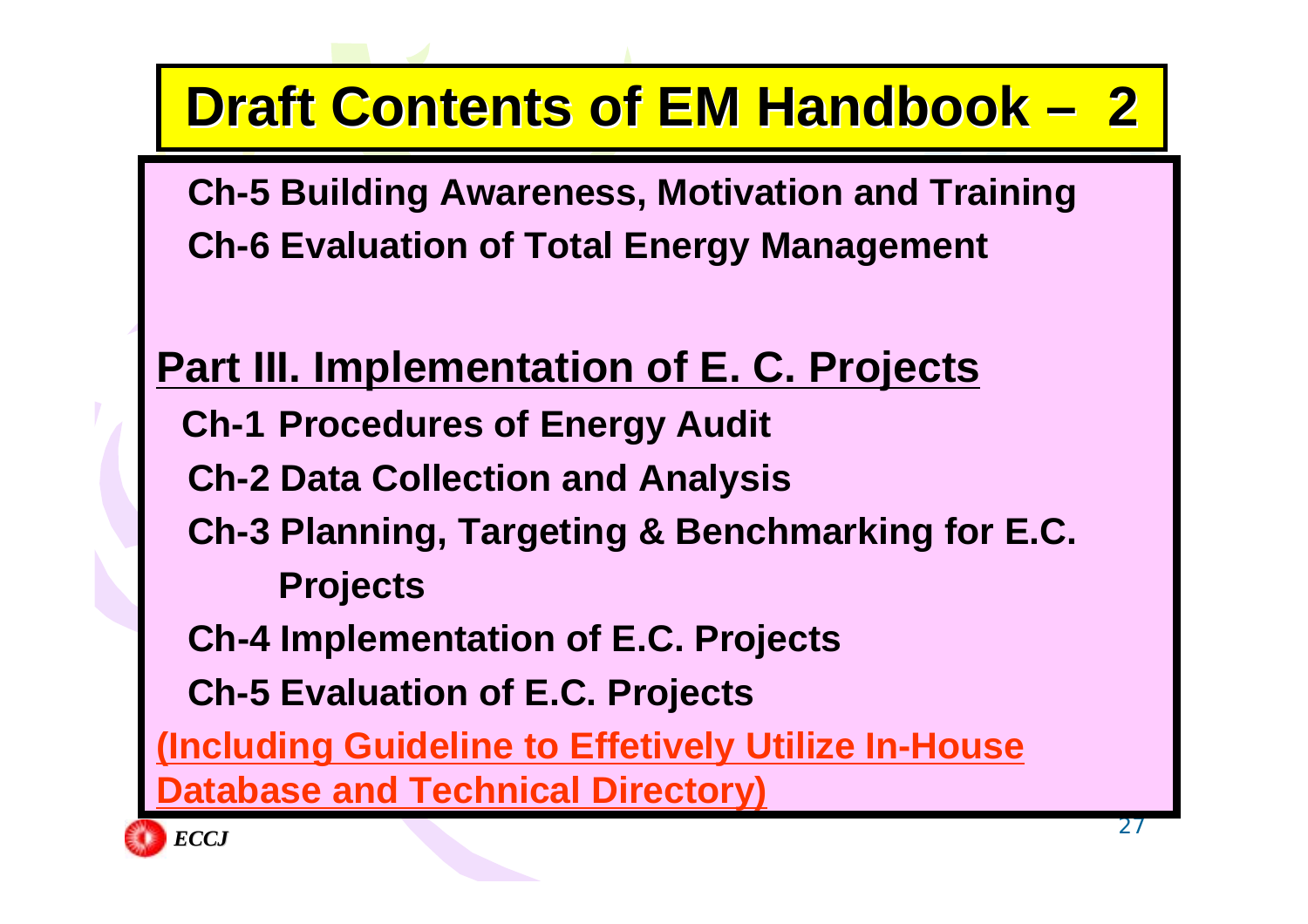# Draft Contents of EM Handbook – 2

Ch-5 Building Awareness, Motivation and Training

Ch-6 Evaluation of Total Energy Management

## Part III. Implementation of E. C. Projects

Ch-1 Procedures of Energy Audit

Ch-2 Data Collection and Analysis

Ch-3 Planning, Targeting & Benchmarking for E.C. Projects

Ch-4 Implementation of E.C. Projects

Ch-5 Evaluation of E.C. Projects

(Including Guideline to Effetively Utilize In-House Database and Technical Directory)

*ECCJ*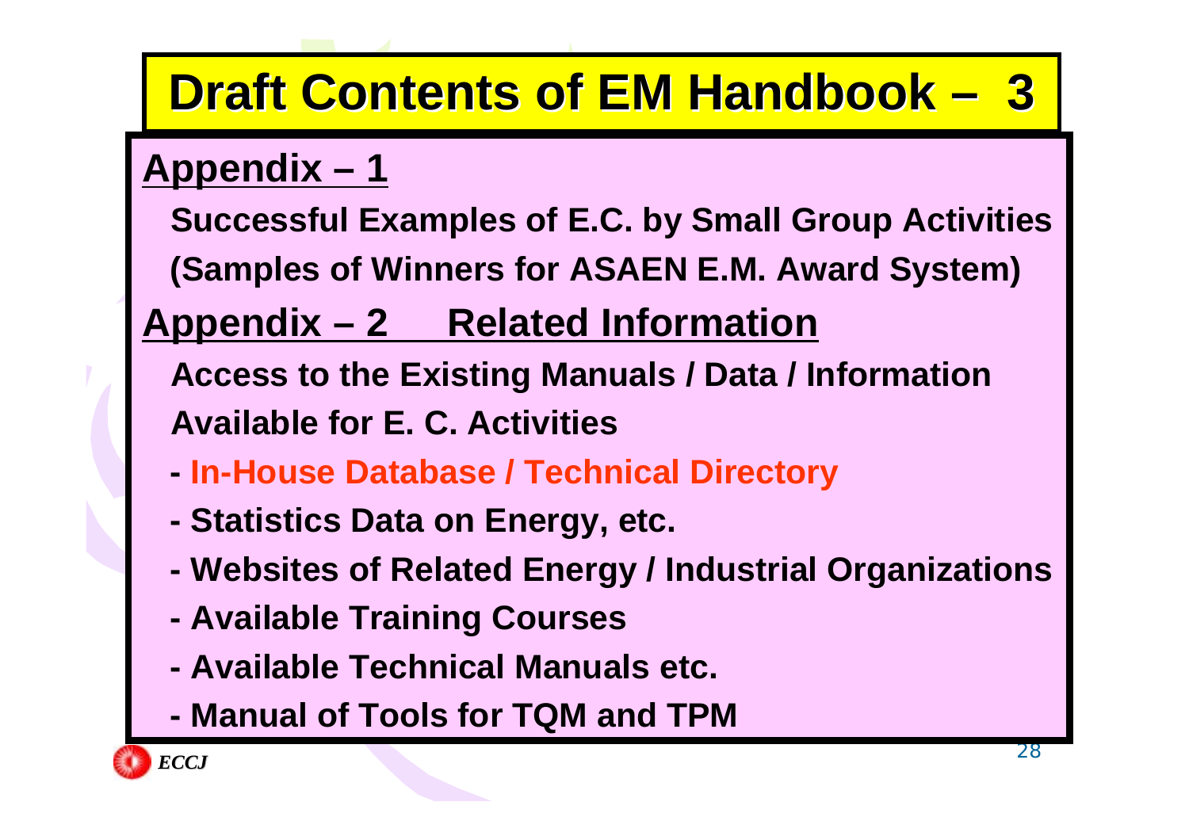# Draft Contents of EM Handbook – 3

**Appendix – 1**

**Successful Examples of E.C. by Small Group Activities (Samples of Winners for ASAEN E.M. Award System)**

**Appendix – 2 Related Information**

**Access to the Existing Manuals / Data / Information Available for E. C. Activities**

- **In-House Database / Technical Directory**
- **Statistics Data on Energy, etc.**
- **Websites of Related Energy / Industrial Organizations**
- **Available Training Courses**
- **Available Technical Manuals etc.**
- **Manual of Tools for TQM and TPM**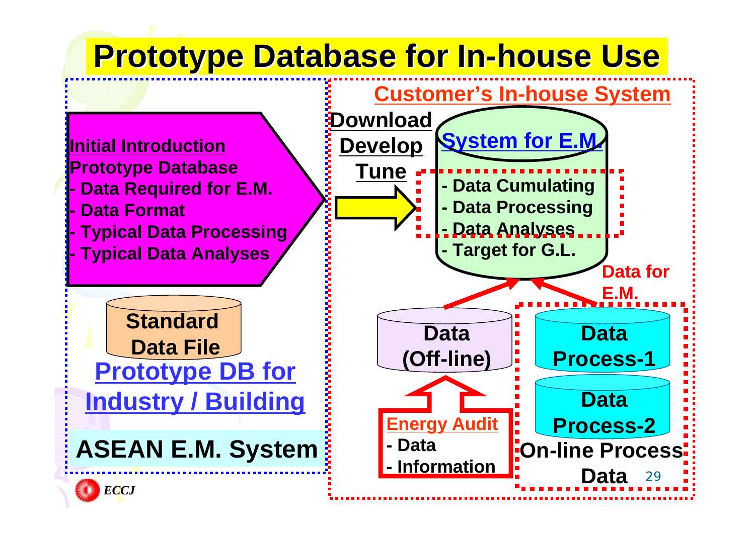# Prototype Database for In-house Use

**Initial Introduction**
**Prototype Database**
- **Data Required for E.M.**
- **Data Format**
- **Typical Data Processing**
- **Typical Data Analyses**

**Standard Data File**

**Prototype DB for Industry / Building**

**ASEAN E.M. System**

**Download**
**Develop**
**Tune**

**Customer's In-house System**

**System for E.M.**
- **Data Cumulating**
- **Data Processing**
- **Data Analyses**
- **Target for G.L.**

**Data for E.M.**

**Data (Off-line)**

**Energy Audit**
- **Data**
- **Information**

**Data Process-1**

**Data Process-2**

**On-line Process Data**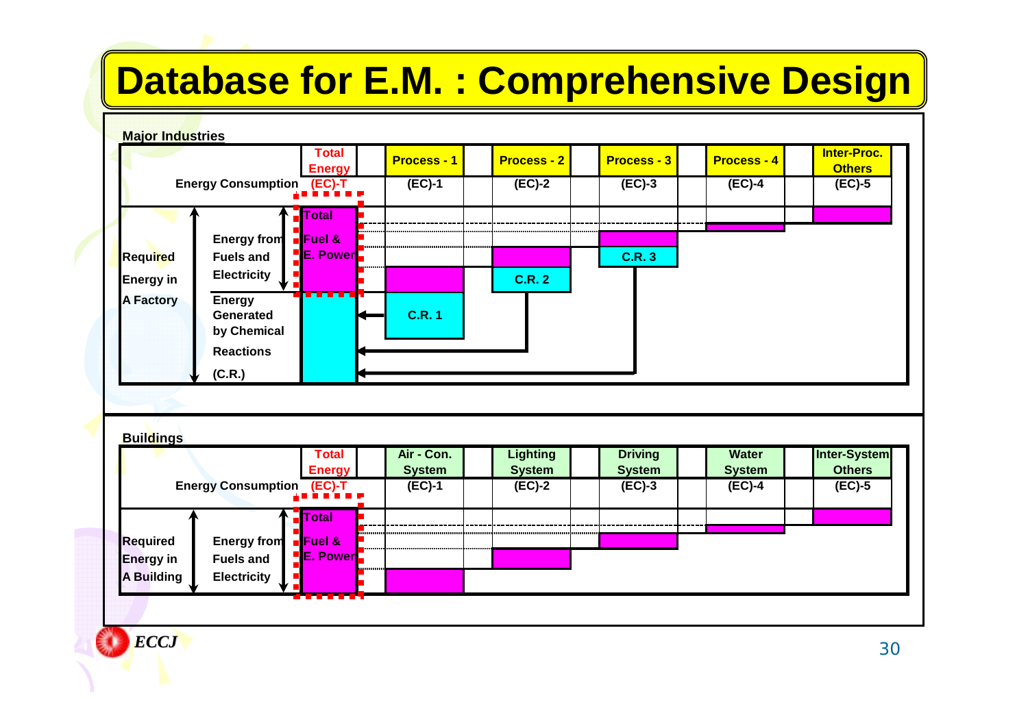# Database for E.M. : Comprehensive Design

**Major Industries**

| Energy Consumption | Total Energy (EC)-T | Process - 1 (EC)-1 | Process - 2 (EC)-2 | Process - 3 (EC)-3 | Process - 4 (EC)-4 | Inter-Proc. Others (EC)-5 |
|---|---|---|---|---|---|---|
| Required Energy in A Factory — Energy from Fuels and Electricity | Total Fuel & E. Power | | | | | |
| Required Energy in A Factory — Energy Generated by Chemical Reactions (C.R.) | | C.R. 1 | C.R. 2 | C.R. 3 | | |

**Buildings**

| Energy Consumption | Total Energy (EC)-T | Air - Con. System (EC)-1 | Lighting System (EC)-2 | Driving System (EC)-3 | Water System (EC)-4 | Inter-System Others (EC)-5 |
|---|---|---|---|---|---|---|
| Required Energy in A Building — Energy from Fuels and Electricity | Total Fuel & E. Power | | | | | |

ECCJ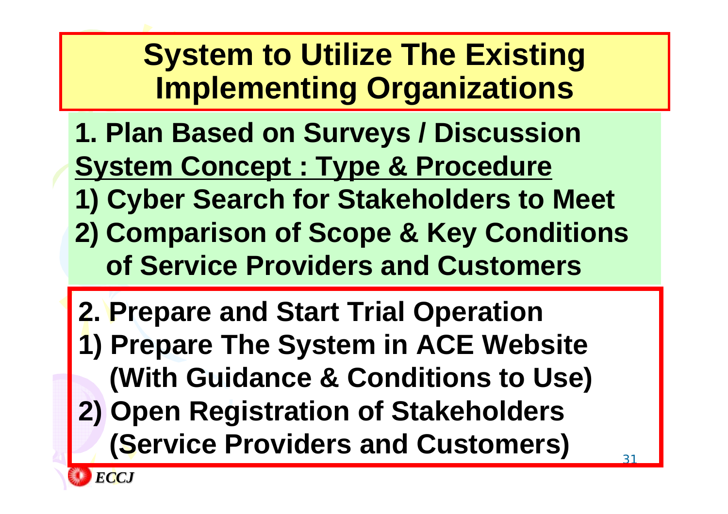# System to Utilize The Existing Implementing Organizations

**1. Plan Based on Surveys / Discussion**

**<u>System Concept : Type & Procedure</u>**

**1) Cyber Search for Stakeholders to Meet**

**2) Comparison of Scope & Key Conditions of Service Providers and Customers**

**2. Prepare and Start Trial Operation**

**1) Prepare The System in ACE Website (With Guidance & Conditions to Use)**

**2) Open Registration of Stakeholders (Service Providers and Customers)**

*ECCJ*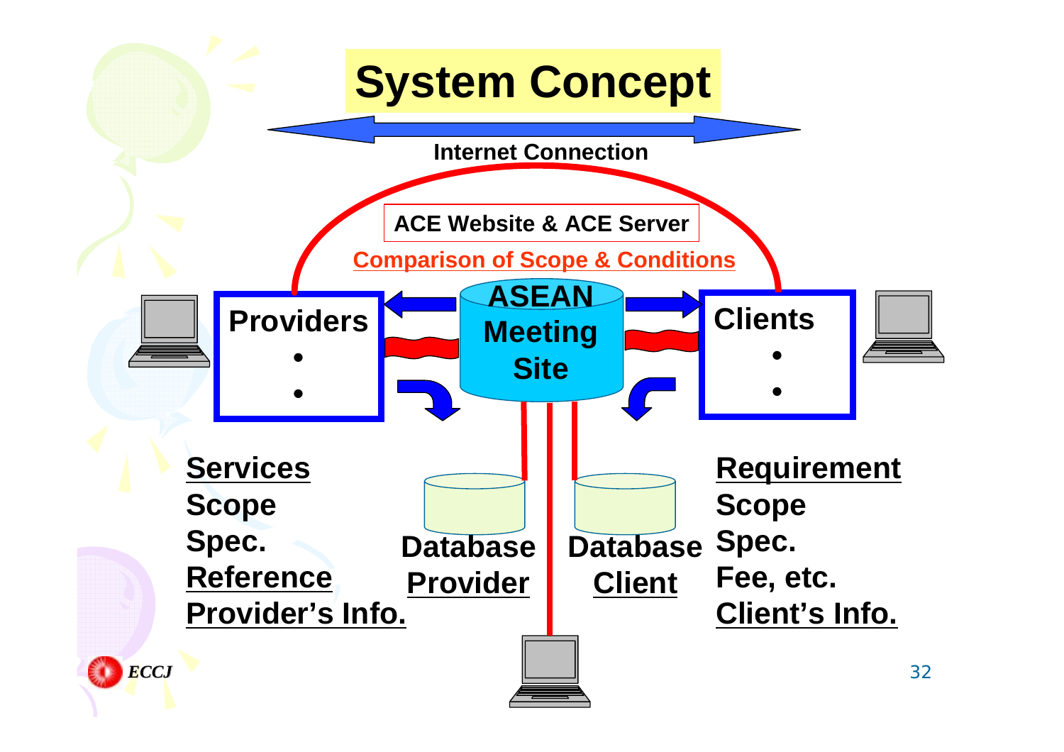# System Concept

Internet Connection

ACE Website & ACE Server

Comparison of Scope & Conditions

ASEAN Meeting Site

Providers
- •
- •

Clients
- •
- •

**Services**
Scope
Spec.
**Reference**
**Provider's Info.**

Database
**Provider**

Database
**Client**

**Requirement**
Scope
Spec.
Fee, etc.
**Client's Info.**

ECCJ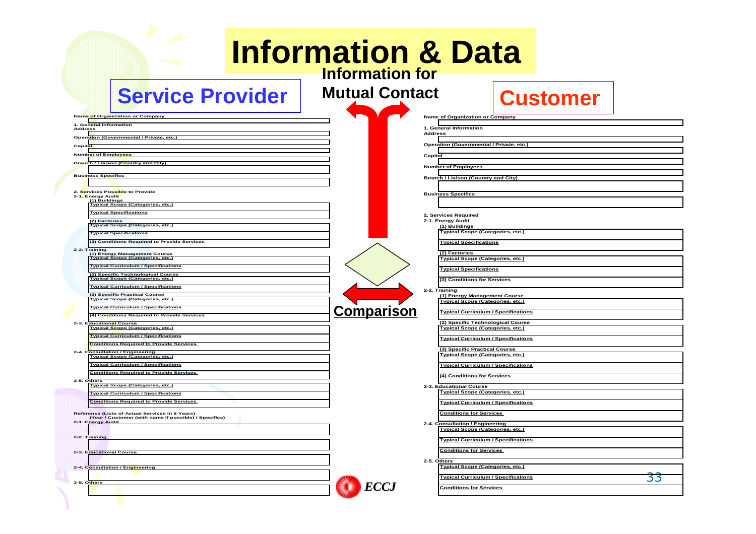# Information & Data

**Information for Mutual Contact**

## Service Provider

**Name of Organization or Company**

**1. General Information**

**Address**

**Operation (Governmental / Private, etc.)**

**Capital**

**Number of Employees**

**Branch / Liaison (Country and City)**

**Business Specifics**

**2. Services Possible to Provide**

**2-1. Energy Audit**

(1) Buildings

- Typical Scope (Categories, etc.)
- Typical Specifications

(2) Factories

- Typical Scope (Categories, etc.)
- Typical Specifications

(3) Conditions Required to Provide Services

**2-2. Training**

(1) Energy Management Course

- Typical Scope (Categories, etc.)
- Typical Curriculum / Specifications

(2) Specific Technological Course

- Typical Scope (Categories, etc.)
- Typical Curriculum / Specifications

(3) Specific Practical Course

- Typical Scope (Categories, etc.)
- Typical Curriculum / Specifications

(4) Conditions Required to Provide Services

**2-3. Educational Course**

- Typical Scope (Categories, etc.)
- Typical Curriculum / Specifications
- Conditions Required to Provide Services

**2-4. Consultation / Engineering**

- Typical Scope (Categories, etc.)
- Typical Curriculum / Specifications
- Conditions Required to Provide Services

**2-5. Others**

- Typical Scope (Categories, etc.)
- Typical Curriculum / Specifications
- Conditions Required to Provide Services

**Reference (Lists of Actual Services in 5 Years)**
(Year / Customer (with name if possible) / Specifics)

- 2-1. Energy Audit
- 2-2. Training
- 2-3. Educational Course
- 2-4. Consultation / Engineering
- 2-5. Others

**Comparison**

## Customer

**Name of Organization or Company**

**1. General Information**

**Address**

**Operation (Governmental / Private, etc.)**

**Capital**

**Number of Employees**

**Branch / Liaison (Country and City)**

**Business Specifics**

**2. Services Required**

**2-1. Energy Audit**

(1) Buildings

- Typical Scope (Categories, etc.)
- Typical Specifications

(2) Factories

- Typical Scope (Categories, etc.)
- Typical Specifications

(3) Conditions for Services

**2-2. Training**

(1) Energy Management Course

- Typical Scope (Categories, etc.)
- Typical Curriculum / Specifications

(2) Specific Technological Course

- Typical Scope (Categories, etc.)
- Typical Curriculum / Specifications

(3) Specific Practical Course

- Typical Scope (Categories, etc.)
- Typical Curriculum / Specifications

(4) Conditions for Services

**2-3. Educational Course**

- Typical Scope (Categories, etc.)
- Typical Curriculum / Specifications
- Conditions for Services

**2-4. Consultation / Engineering**

- Typical Scope (Categories, etc.)
- Typical Curriculum / Specifications
- Conditions for Services

**2-5. Others**

- Typical Scope (Categories, etc.)
- Typical Curriculum / Specifications
- Conditions for Services

ECCJ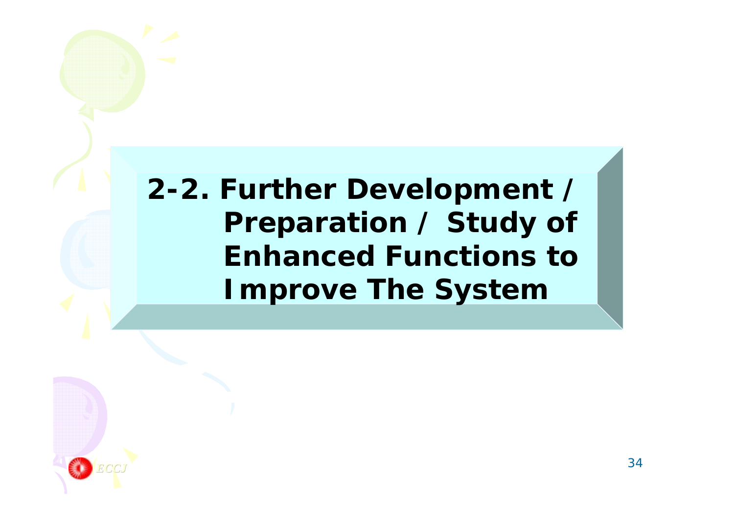# 2-2. Further Development / Preparation / Study of Enhanced Functions to Improve The System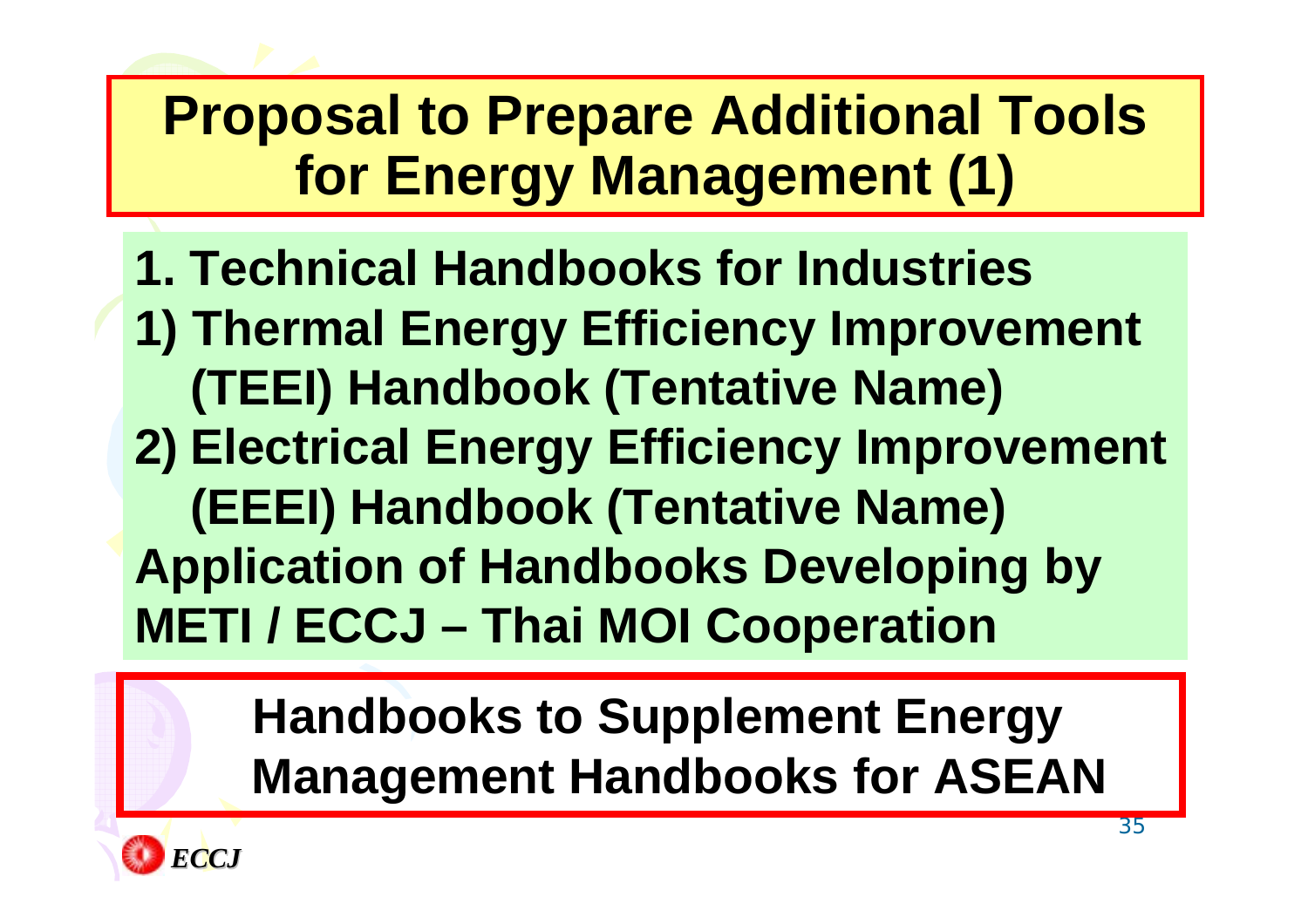# Proposal to Prepare Additional Tools for Energy Management (1)

**1. Technical Handbooks for Industries**

**1) Thermal Energy Efficiency Improvement (TEEI) Handbook (Tentative Name)**

**2) Electrical Energy Efficiency Improvement (EEEI) Handbook (Tentative Name)**

**Application of Handbooks Developing by METI / ECCJ – Thai MOI Cooperation**

**Handbooks to Supplement Energy Management Handbooks for ASEAN**

*ECCJ*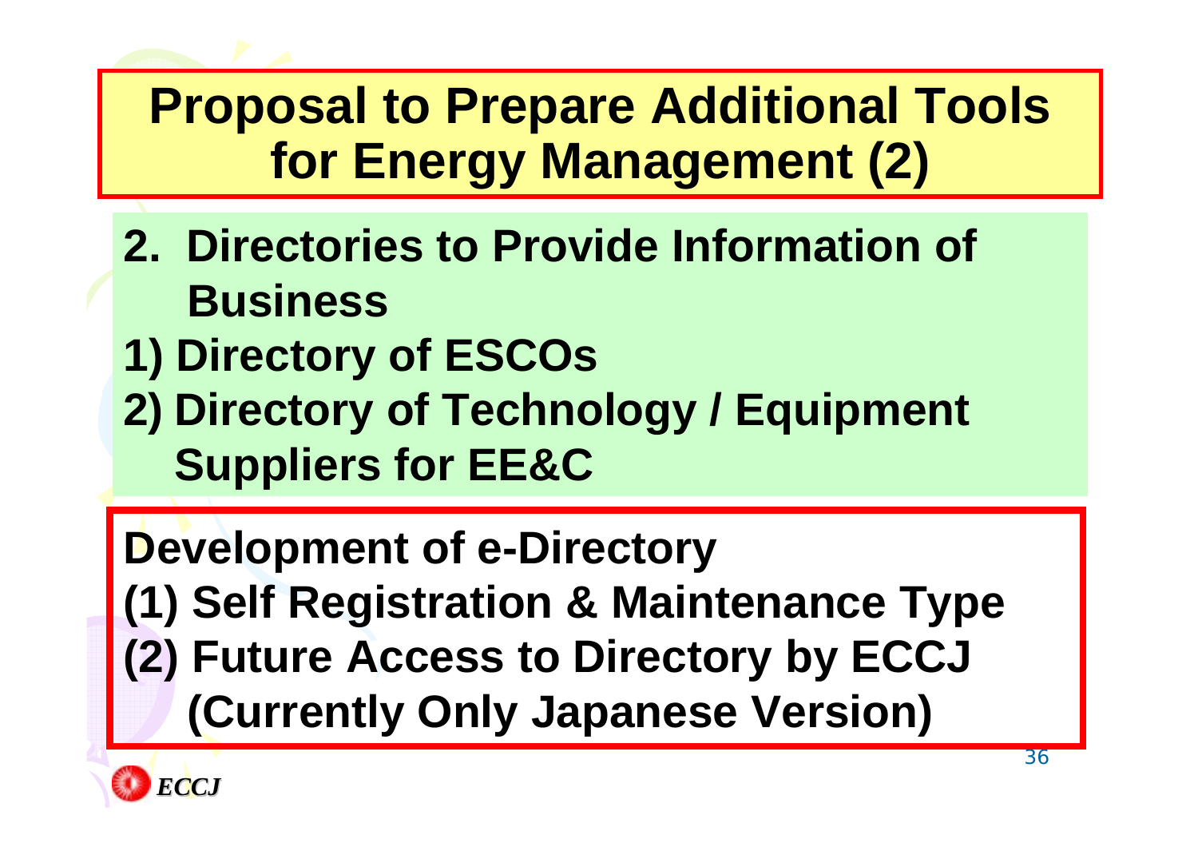# Proposal to Prepare Additional Tools for Energy Management (2)

**2. Directories to Provide Information of Business**

**1) Directory of ESCOs**

**2) Directory of Technology / Equipment Suppliers for EE&C**

**Development of e-Directory**

**(1) Self Registration & Maintenance Type**

**(2) Future Access to Directory by ECCJ (Currently Only Japanese Version)**

ECCJ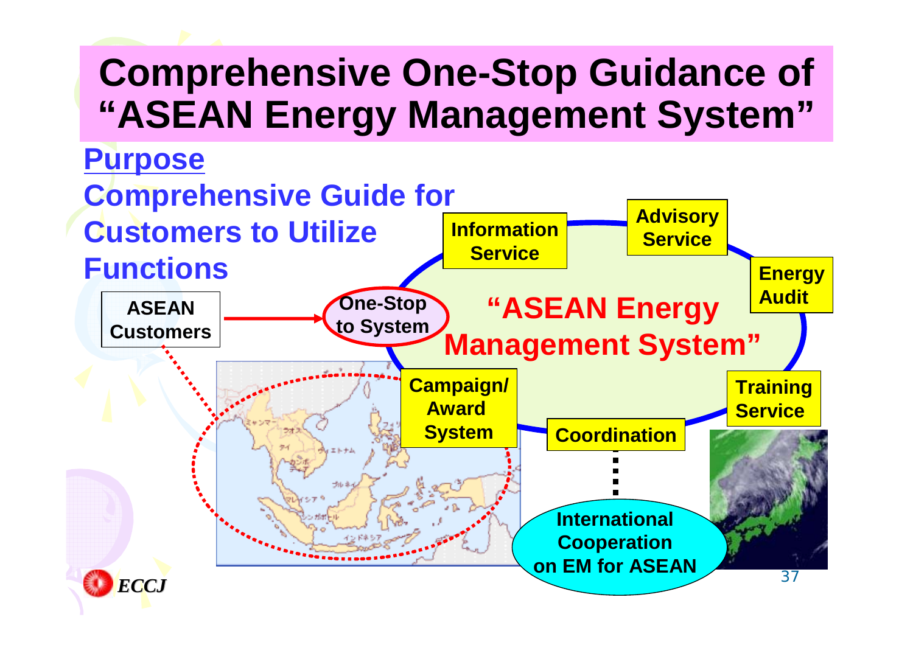# Comprehensive One-Stop Guidance of "ASEAN Energy Management System"

**Purpose**

**Comprehensive Guide for Customers to Utilize Functions**

ASEAN Customers → One-Stop to System

**"ASEAN Energy Management System"**

- Information Service
- Advisory Service
- Energy Audit
- Training Service
- Coordination
- Campaign/ Award System

International Cooperation on EM for ASEAN

ECCJ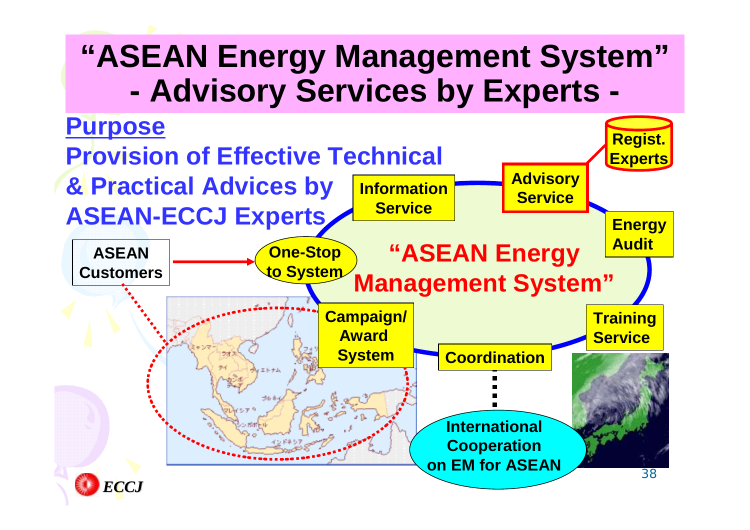# "ASEAN Energy Management System" - Advisory Services by Experts -

**Purpose**

**Provision of Effective Technical & Practical Advices by ASEAN-ECCJ Experts**

- ASEAN Customers
- One-Stop to System
- "ASEAN Energy Management System"
  - Information Service
  - Advisory Service
  - Regist. Experts
  - Energy Audit
  - Training Service
  - Coordination
  - Campaign/ Award System
- International Cooperation on EM for ASEAN

ECCJ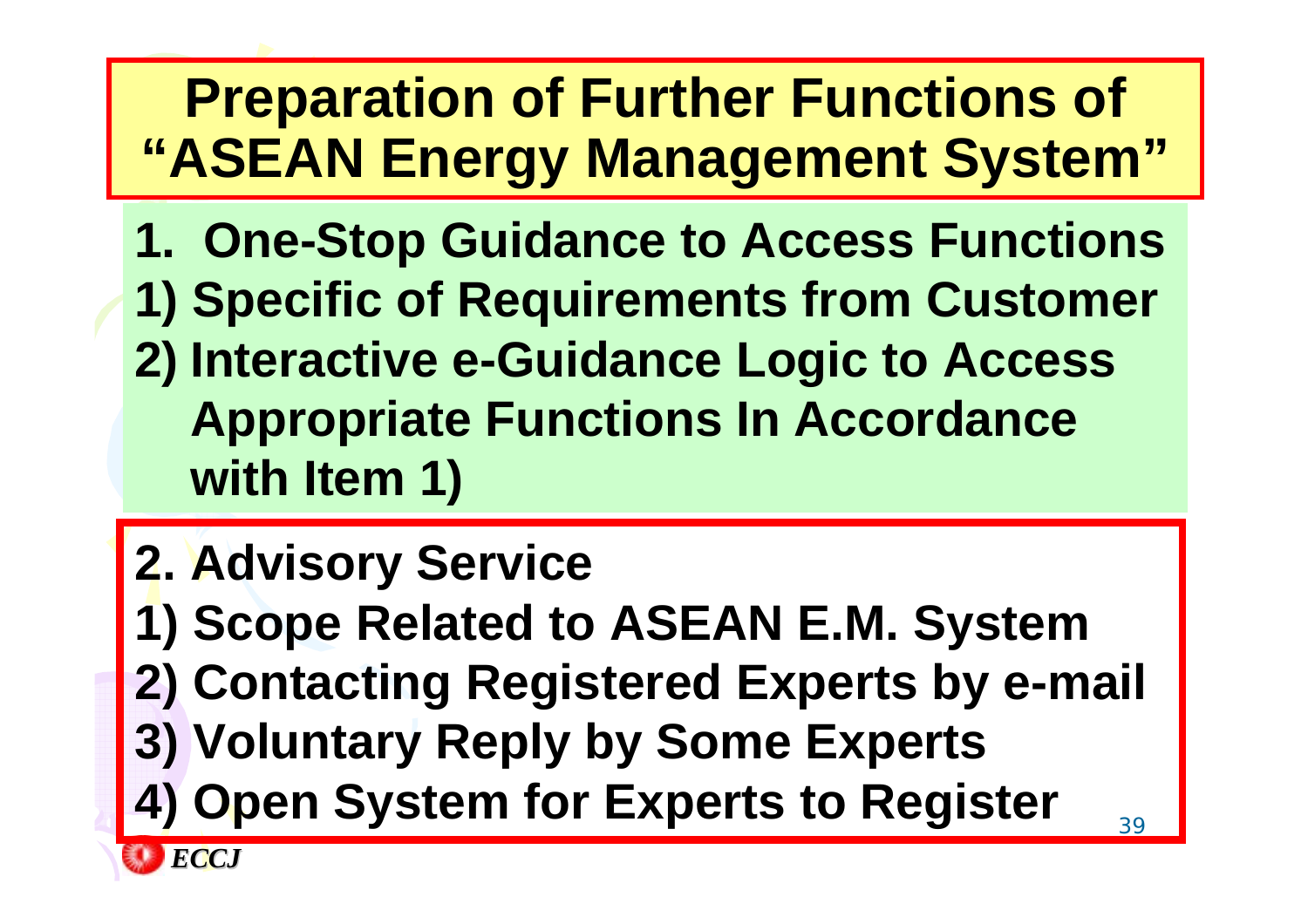# Preparation of Further Functions of "ASEAN Energy Management System"

**1. One-Stop Guidance to Access Functions**

**1) Specific of Requirements from Customer**

**2) Interactive e-Guidance Logic to Access Appropriate Functions In Accordance with Item 1)**

**2. Advisory Service**

**1) Scope Related to ASEAN E.M. System**

**2) Contacting Registered Experts by e-mail**

**3) Voluntary Reply by Some Experts**

**4) Open System for Experts to Register**

*ECCJ*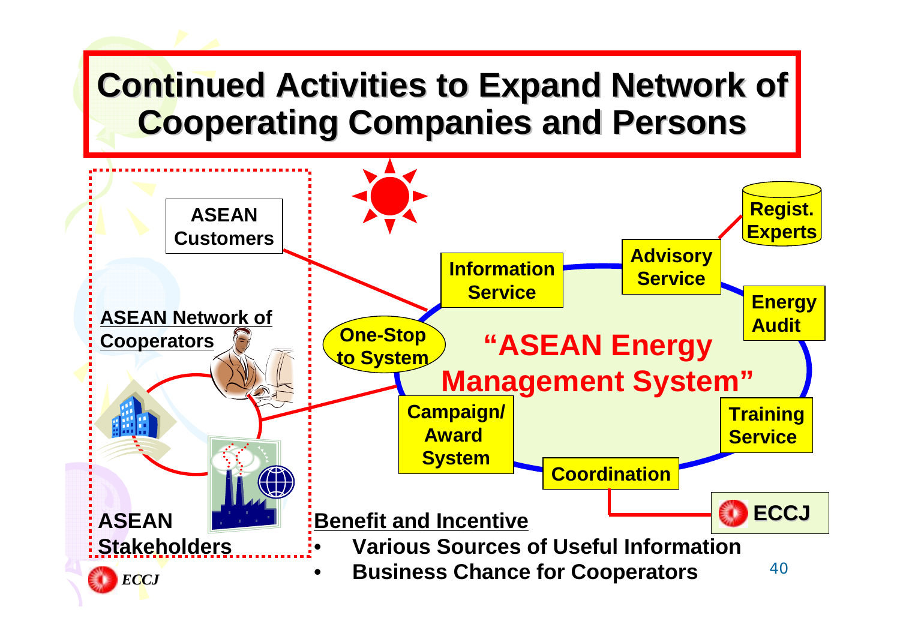# Continued Activities to Expand Network of Cooperating Companies and Persons

ASEAN Customers

ASEAN Network of Cooperators

ASEAN Stakeholders

One-Stop to System

Information Service

Advisory Service

Regist. Experts

Energy Audit

"ASEAN Energy Management System"

Campaign/ Award System

Training Service

Coordination

ECCJ

**Benefit and Incentive**

- Various Sources of Useful Information
- Business Chance for Cooperators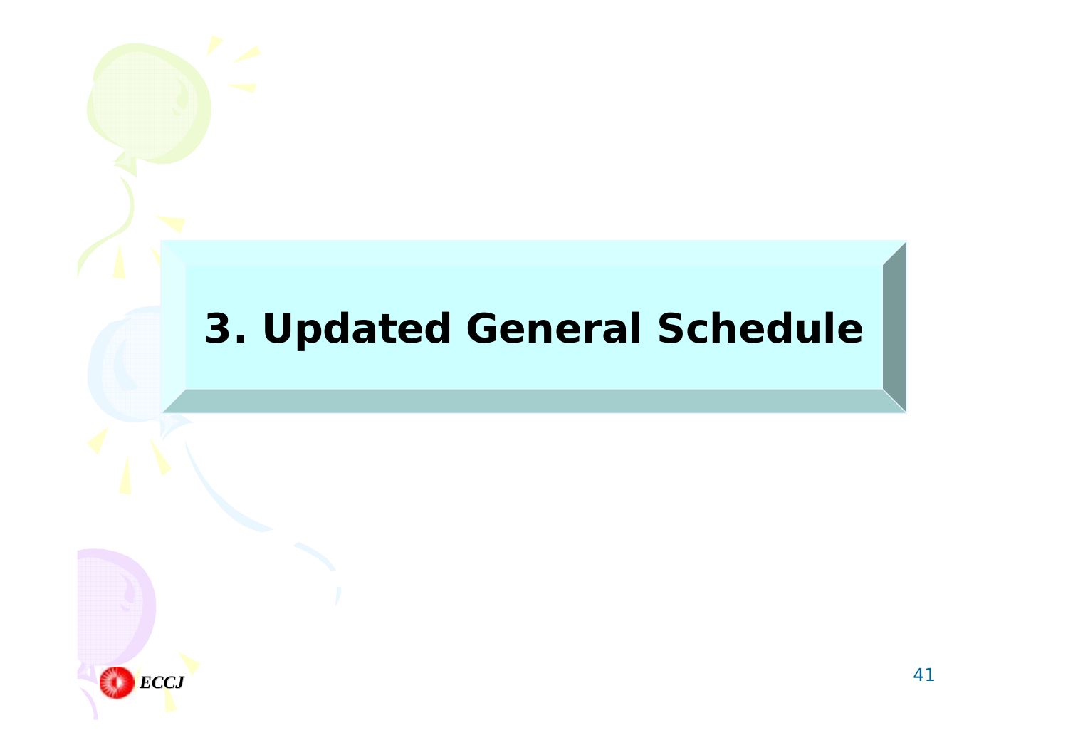# 3. Updated General Schedule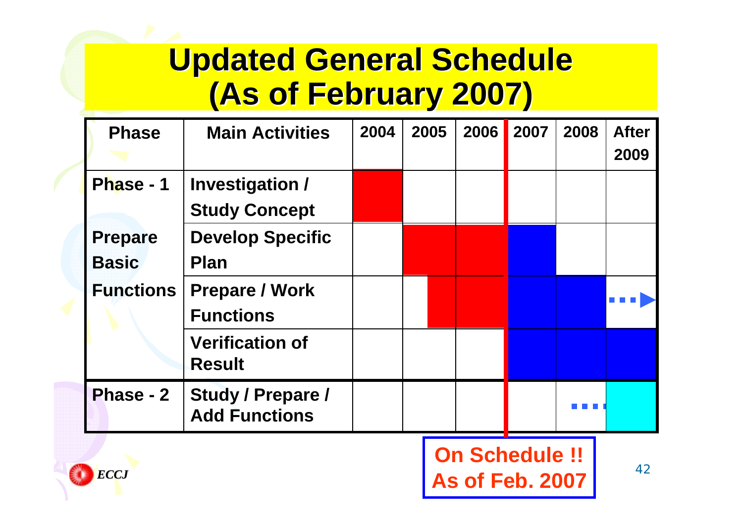# Updated General Schedule (As of February 2007)

| Phase | Main Activities | 2004 | 2005 | 2006 | 2007 | 2008 | After 2009 |
|---|---|---|---|---|---|---|---|
| Phase - 1 | Investigation / Study Concept | | | | | | |
| Prepare Basic Functions | Develop Specific Plan | | | | | | |
| | Prepare / Work Functions | | | | | | |
| | Verification of Result | | | | | | |
| Phase - 2 | Study / Prepare / Add Functions | | | | | | |

On Schedule !!
As of Feb. 2007

ECCJ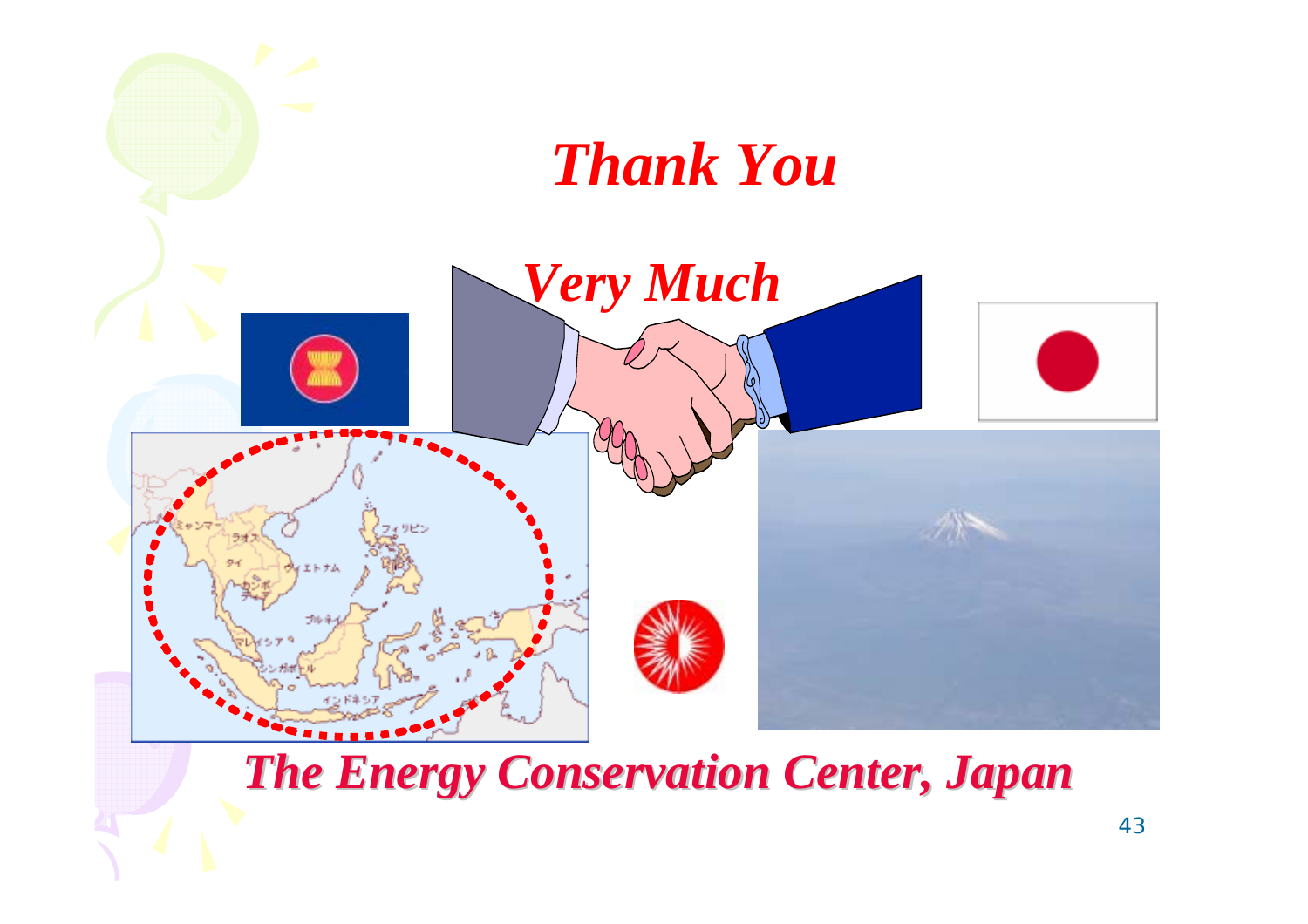# *Thank You*

*Very Much*

***The Energy Conservation Center, Japan***